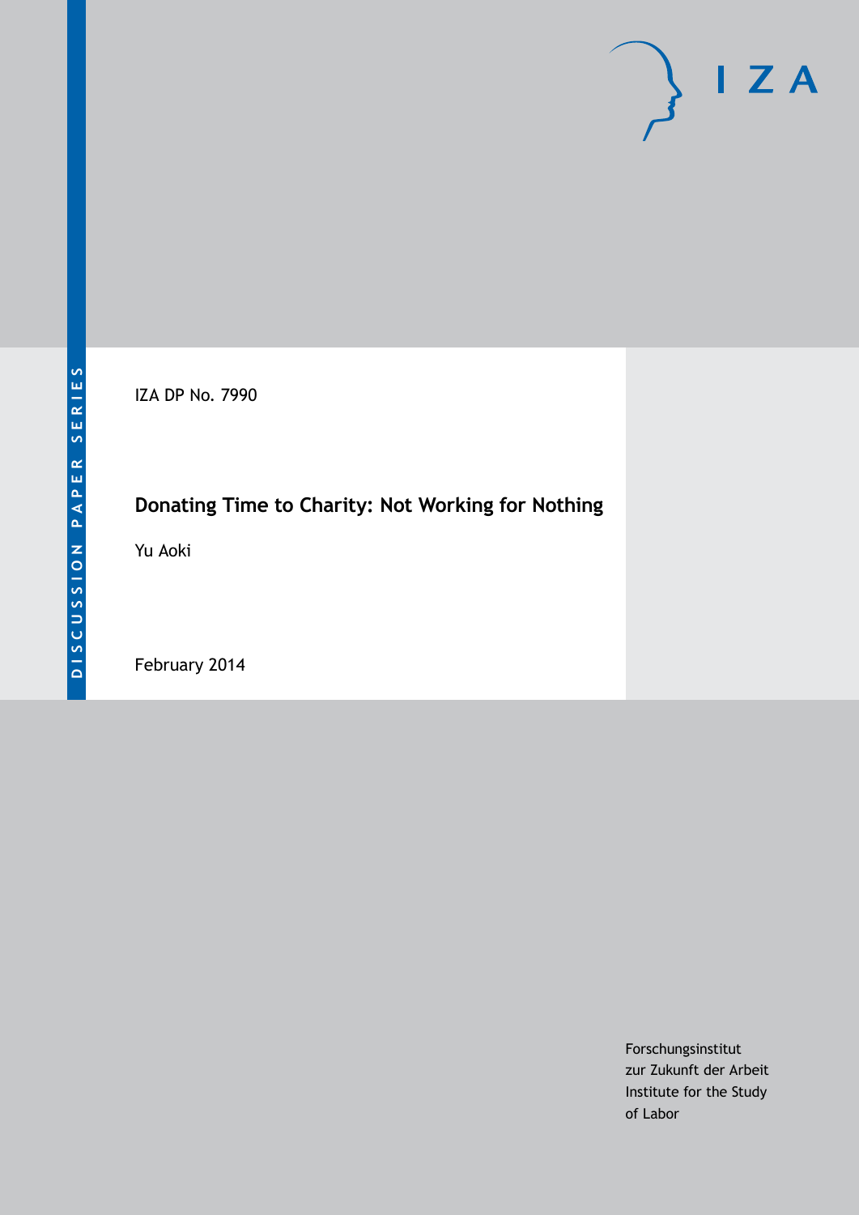DISCUSSION PAPER SERIES

IZA DP No. 7990

# Donating Time to Charity: Not Working for Nothing

Yu Aoki

February 2014

Forschungsinstitut
zur Zukunft der Arbeit
Institute for the Study
of Labor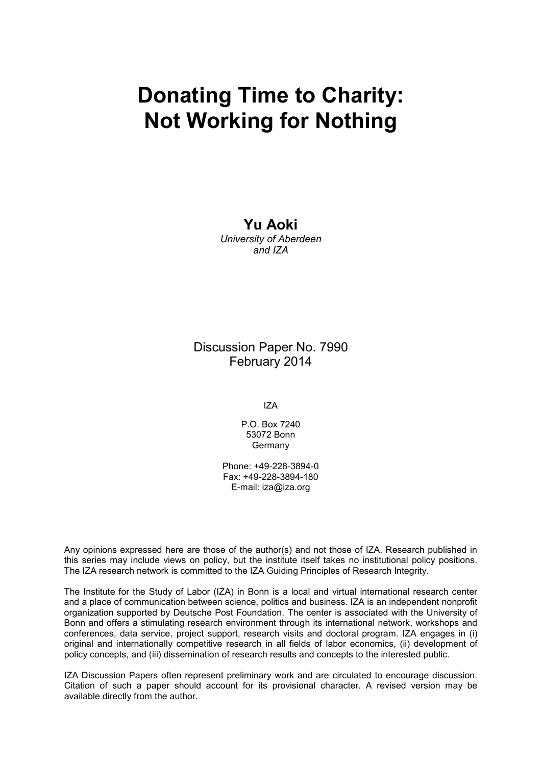# Donating Time to Charity: Not Working for Nothing

**Yu Aoki**

*University of Aberdeen and IZA*

Discussion Paper No. 7990
February 2014

IZA

P.O. Box 7240
53072 Bonn
Germany

Phone: +49-228-3894-0
Fax: +49-228-3894-180
E-mail: iza@iza.org

Any opinions expressed here are those of the author(s) and not those of IZA. Research published in this series may include views on policy, but the institute itself takes no institutional policy positions. The IZA research network is committed to the IZA Guiding Principles of Research Integrity.

The Institute for the Study of Labor (IZA) in Bonn is a local and virtual international research center and a place of communication between science, politics and business. IZA is an independent nonprofit organization supported by Deutsche Post Foundation. The center is associated with the University of Bonn and offers a stimulating research environment through its international network, workshops and conferences, data service, project support, research visits and doctoral program. IZA engages in (i) original and internationally competitive research in all fields of labor economics, (ii) development of policy concepts, and (iii) dissemination of research results and concepts to the interested public.

IZA Discussion Papers often represent preliminary work and are circulated to encourage discussion. Citation of such a paper should account for its provisional character. A revised version may be available directly from the author.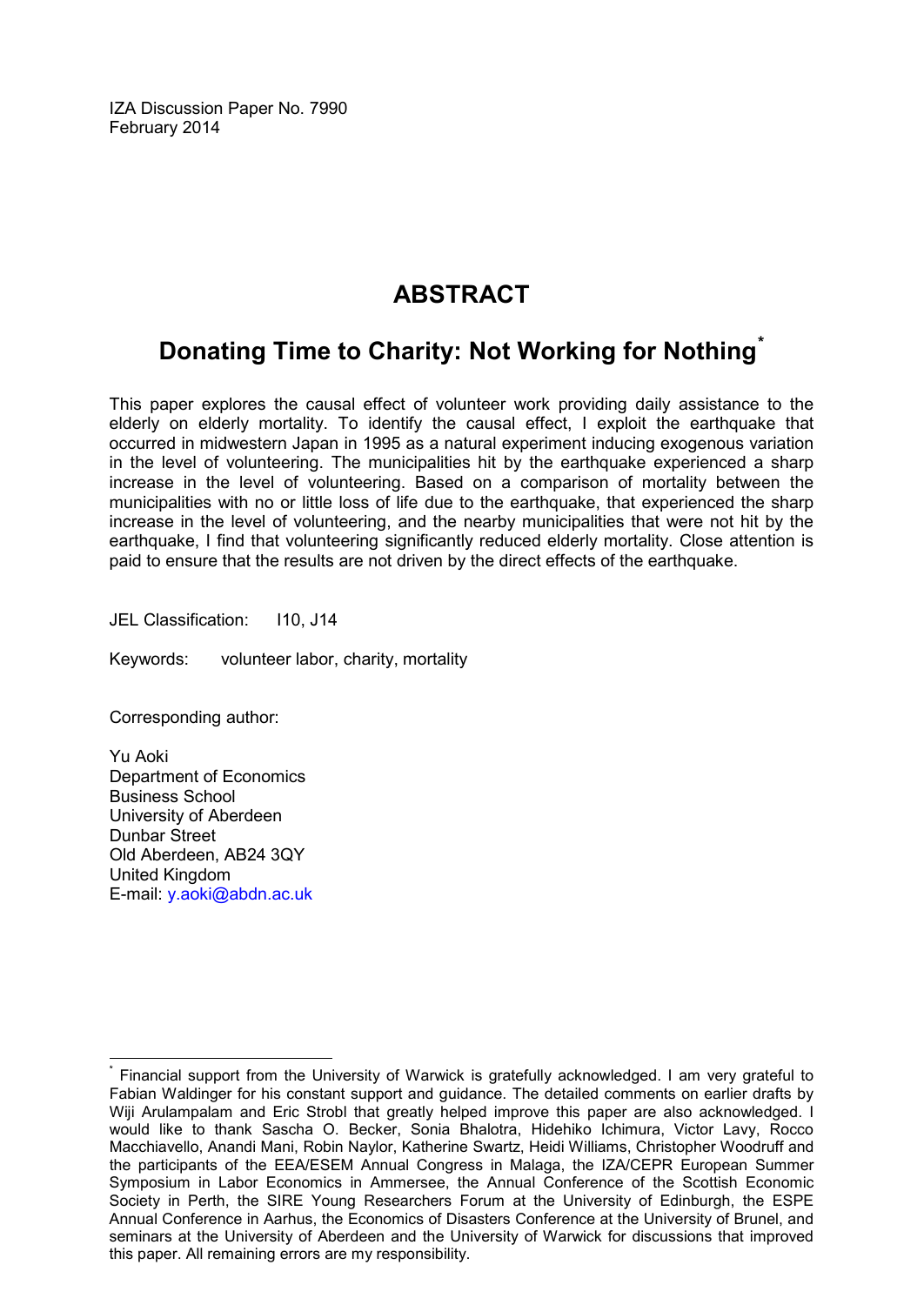IZA Discussion Paper No. 7990
February 2014

# ABSTRACT

## Donating Time to Charity: Not Working for Nothing*

This paper explores the causal effect of volunteer work providing daily assistance to the elderly on elderly mortality. To identify the causal effect, I exploit the earthquake that occurred in midwestern Japan in 1995 as a natural experiment inducing exogenous variation in the level of volunteering. The municipalities hit by the earthquake experienced a sharp increase in the level of volunteering. Based on a comparison of mortality between the municipalities with no or little loss of life due to the earthquake, that experienced the sharp increase in the level of volunteering, and the nearby municipalities that were not hit by the earthquake, I find that volunteering significantly reduced elderly mortality. Close attention is paid to ensure that the results are not driven by the direct effects of the earthquake.

JEL Classification: I10, J14

Keywords: volunteer labor, charity, mortality

Corresponding author:

Yu Aoki
Department of Economics
Business School
University of Aberdeen
Dunbar Street
Old Aberdeen, AB24 3QY
United Kingdom
E-mail: y.aoki@abdn.ac.uk

---

* Financial support from the University of Warwick is gratefully acknowledged. I am very grateful to Fabian Waldinger for his constant support and guidance. The detailed comments on earlier drafts by Wiji Arulampalam and Eric Strobl that greatly helped improve this paper are also acknowledged. I would like to thank Sascha O. Becker, Sonia Bhalotra, Hidehiko Ichimura, Victor Lavy, Rocco Macchiavello, Anandi Mani, Robin Naylor, Katherine Swartz, Heidi Williams, Christopher Woodruff and the participants of the EEA/ESEM Annual Congress in Malaga, the IZA/CEPR European Summer Symposium in Labor Economics in Ammersee, the Annual Conference of the Scottish Economic Society in Perth, the SIRE Young Researchers Forum at the University of Edinburgh, the ESPE Annual Conference in Aarhus, the Economics of Disasters Conference at the University of Brunel, and seminars at the University of Aberdeen and the University of Warwick for discussions that improved this paper. All remaining errors are my responsibility.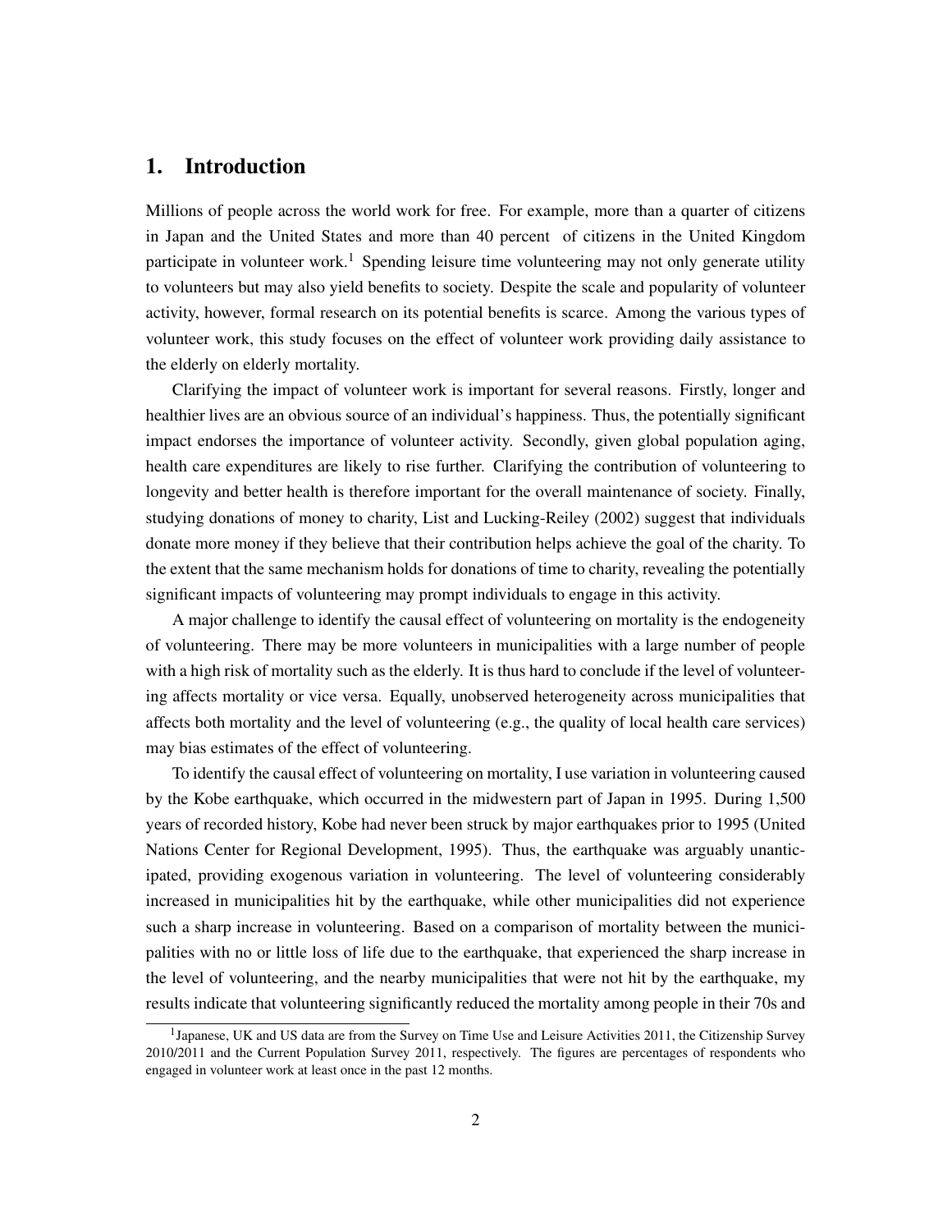## 1. Introduction

Millions of people across the world work for free. For example, more than a quarter of citizens in Japan and the United States and more than 40 percent of citizens in the United Kingdom participate in volunteer work.[1] Spending leisure time volunteering may not only generate utility to volunteers but may also yield benefits to society. Despite the scale and popularity of volunteer activity, however, formal research on its potential benefits is scarce. Among the various types of volunteer work, this study focuses on the effect of volunteer work providing daily assistance to the elderly on elderly mortality.

Clarifying the impact of volunteer work is important for several reasons. Firstly, longer and healthier lives are an obvious source of an individual's happiness. Thus, the potentially significant impact endorses the importance of volunteer activity. Secondly, given global population aging, health care expenditures are likely to rise further. Clarifying the contribution of volunteering to longevity and better health is therefore important for the overall maintenance of society. Finally, studying donations of money to charity, List and Lucking-Reiley (2002) suggest that individuals donate more money if they believe that their contribution helps achieve the goal of the charity. To the extent that the same mechanism holds for donations of time to charity, revealing the potentially significant impacts of volunteering may prompt individuals to engage in this activity.

A major challenge to identify the causal effect of volunteering on mortality is the endogeneity of volunteering. There may be more volunteers in municipalities with a large number of people with a high risk of mortality such as the elderly. It is thus hard to conclude if the level of volunteering affects mortality or vice versa. Equally, unobserved heterogeneity across municipalities that affects both mortality and the level of volunteering (e.g., the quality of local health care services) may bias estimates of the effect of volunteering.

To identify the causal effect of volunteering on mortality, I use variation in volunteering caused by the Kobe earthquake, which occurred in the midwestern part of Japan in 1995. During 1,500 years of recorded history, Kobe had never been struck by major earthquakes prior to 1995 (United Nations Center for Regional Development, 1995). Thus, the earthquake was arguably unanticipated, providing exogenous variation in volunteering. The level of volunteering considerably increased in municipalities hit by the earthquake, while other municipalities did not experience such a sharp increase in volunteering. Based on a comparison of mortality between the municipalities with no or little loss of life due to the earthquake, that experienced the sharp increase in the level of volunteering, and the nearby municipalities that were not hit by the earthquake, my results indicate that volunteering significantly reduced the mortality among people in their 70s and

[1] Japanese, UK and US data are from the Survey on Time Use and Leisure Activities 2011, the Citizenship Survey 2010/2011 and the Current Population Survey 2011, respectively. The figures are percentages of respondents who engaged in volunteer work at least once in the past 12 months.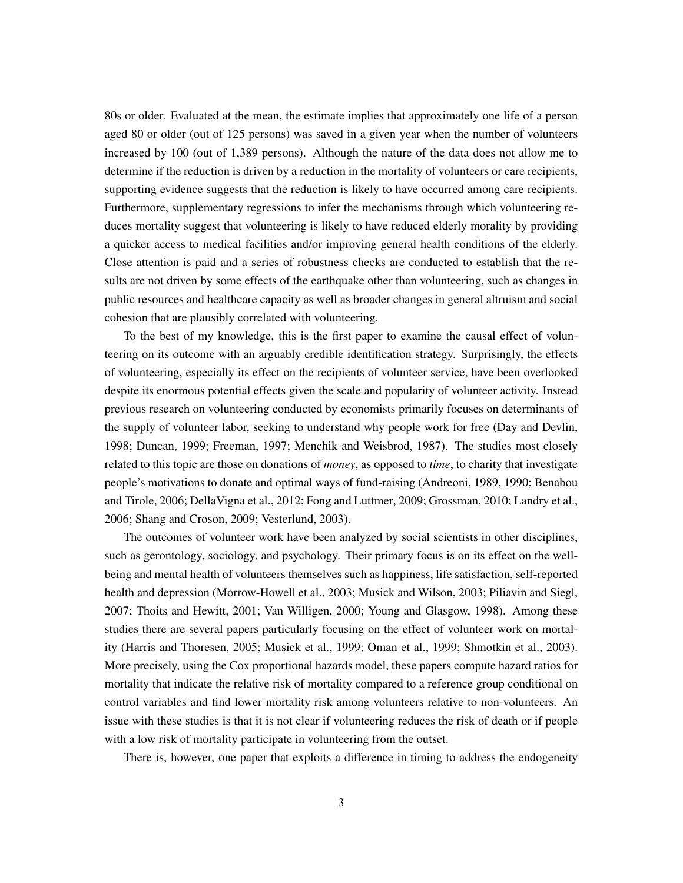80s or older. Evaluated at the mean, the estimate implies that approximately one life of a person aged 80 or older (out of 125 persons) was saved in a given year when the number of volunteers increased by 100 (out of 1,389 persons). Although the nature of the data does not allow me to determine if the reduction is driven by a reduction in the mortality of volunteers or care recipients, supporting evidence suggests that the reduction is likely to have occurred among care recipients. Furthermore, supplementary regressions to infer the mechanisms through which volunteering reduces mortality suggest that volunteering is likely to have reduced elderly morality by providing a quicker access to medical facilities and/or improving general health conditions of the elderly. Close attention is paid and a series of robustness checks are conducted to establish that the results are not driven by some effects of the earthquake other than volunteering, such as changes in public resources and healthcare capacity as well as broader changes in general altruism and social cohesion that are plausibly correlated with volunteering.

To the best of my knowledge, this is the first paper to examine the causal effect of volunteering on its outcome with an arguably credible identification strategy. Surprisingly, the effects of volunteering, especially its effect on the recipients of volunteer service, have been overlooked despite its enormous potential effects given the scale and popularity of volunteer activity. Instead previous research on volunteering conducted by economists primarily focuses on determinants of the supply of volunteer labor, seeking to understand why people work for free (Day and Devlin, 1998; Duncan, 1999; Freeman, 1997; Menchik and Weisbrod, 1987). The studies most closely related to this topic are those on donations of *money*, as opposed to *time*, to charity that investigate people's motivations to donate and optimal ways of fund-raising (Andreoni, 1989, 1990; Benabou and Tirole, 2006; DellaVigna et al., 2012; Fong and Luttmer, 2009; Grossman, 2010; Landry et al., 2006; Shang and Croson, 2009; Vesterlund, 2003).

The outcomes of volunteer work have been analyzed by social scientists in other disciplines, such as gerontology, sociology, and psychology. Their primary focus is on its effect on the well-being and mental health of volunteers themselves such as happiness, life satisfaction, self-reported health and depression (Morrow-Howell et al., 2003; Musick and Wilson, 2003; Piliavin and Siegl, 2007; Thoits and Hewitt, 2001; Van Willigen, 2000; Young and Glasgow, 1998). Among these studies there are several papers particularly focusing on the effect of volunteer work on mortality (Harris and Thoresen, 2005; Musick et al., 1999; Oman et al., 1999; Shmotkin et al., 2003). More precisely, using the Cox proportional hazards model, these papers compute hazard ratios for mortality that indicate the relative risk of mortality compared to a reference group conditional on control variables and find lower mortality risk among volunteers relative to non-volunteers. An issue with these studies is that it is not clear if volunteering reduces the risk of death or if people with a low risk of mortality participate in volunteering from the outset.

There is, however, one paper that exploits a difference in timing to address the endogeneity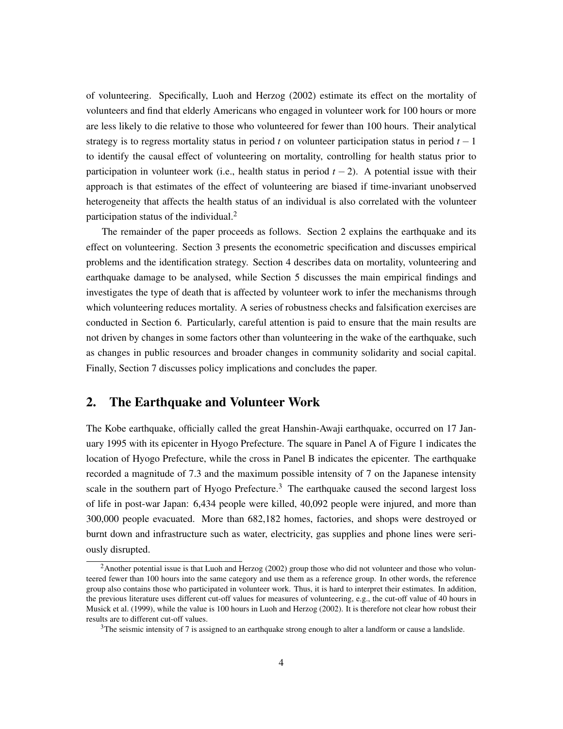of volunteering. Specifically, Luoh and Herzog (2002) estimate its effect on the mortality of volunteers and find that elderly Americans who engaged in volunteer work for 100 hours or more are less likely to die relative to those who volunteered for fewer than 100 hours. Their analytical strategy is to regress mortality status in period $t$ on volunteer participation status in period $t-1$ to identify the causal effect of volunteering on mortality, controlling for health status prior to participation in volunteer work (i.e., health status in period $t-2$). A potential issue with their approach is that estimates of the effect of volunteering are biased if time-invariant unobserved heterogeneity that affects the health status of an individual is also correlated with the volunteer participation status of the individual.[2]

The remainder of the paper proceeds as follows. Section 2 explains the earthquake and its effect on volunteering. Section 3 presents the econometric specification and discusses empirical problems and the identification strategy. Section 4 describes data on mortality, volunteering and earthquake damage to be analysed, while Section 5 discusses the main empirical findings and investigates the type of death that is affected by volunteer work to infer the mechanisms through which volunteering reduces mortality. A series of robustness checks and falsification exercises are conducted in Section 6. Particularly, careful attention is paid to ensure that the main results are not driven by changes in some factors other than volunteering in the wake of the earthquake, such as changes in public resources and broader changes in community solidarity and social capital. Finally, Section 7 discusses policy implications and concludes the paper.

## 2. The Earthquake and Volunteer Work

The Kobe earthquake, officially called the great Hanshin-Awaji earthquake, occurred on 17 January 1995 with its epicenter in Hyogo Prefecture. The square in Panel A of Figure 1 indicates the location of Hyogo Prefecture, while the cross in Panel B indicates the epicenter. The earthquake recorded a magnitude of 7.3 and the maximum possible intensity of 7 on the Japanese intensity scale in the southern part of Hyogo Prefecture.[3] The earthquake caused the second largest loss of life in post-war Japan: 6,434 people were killed, 40,092 people were injured, and more than 300,000 people evacuated. More than 682,182 homes, factories, and shops were destroyed or burnt down and infrastructure such as water, electricity, gas supplies and phone lines were seriously disrupted.

[2] Another potential issue is that Luoh and Herzog (2002) group those who did not volunteer and those who volunteered fewer than 100 hours into the same category and use them as a reference group. In other words, the reference group also contains those who participated in volunteer work. Thus, it is hard to interpret their estimates. In addition, the previous literature uses different cut-off values for measures of volunteering, e.g., the cut-off value of 40 hours in Musick et al. (1999), while the value is 100 hours in Luoh and Herzog (2002). It is therefore not clear how robust their results are to different cut-off values.

[3] The seismic intensity of 7 is assigned to an earthquake strong enough to alter a landform or cause a landslide.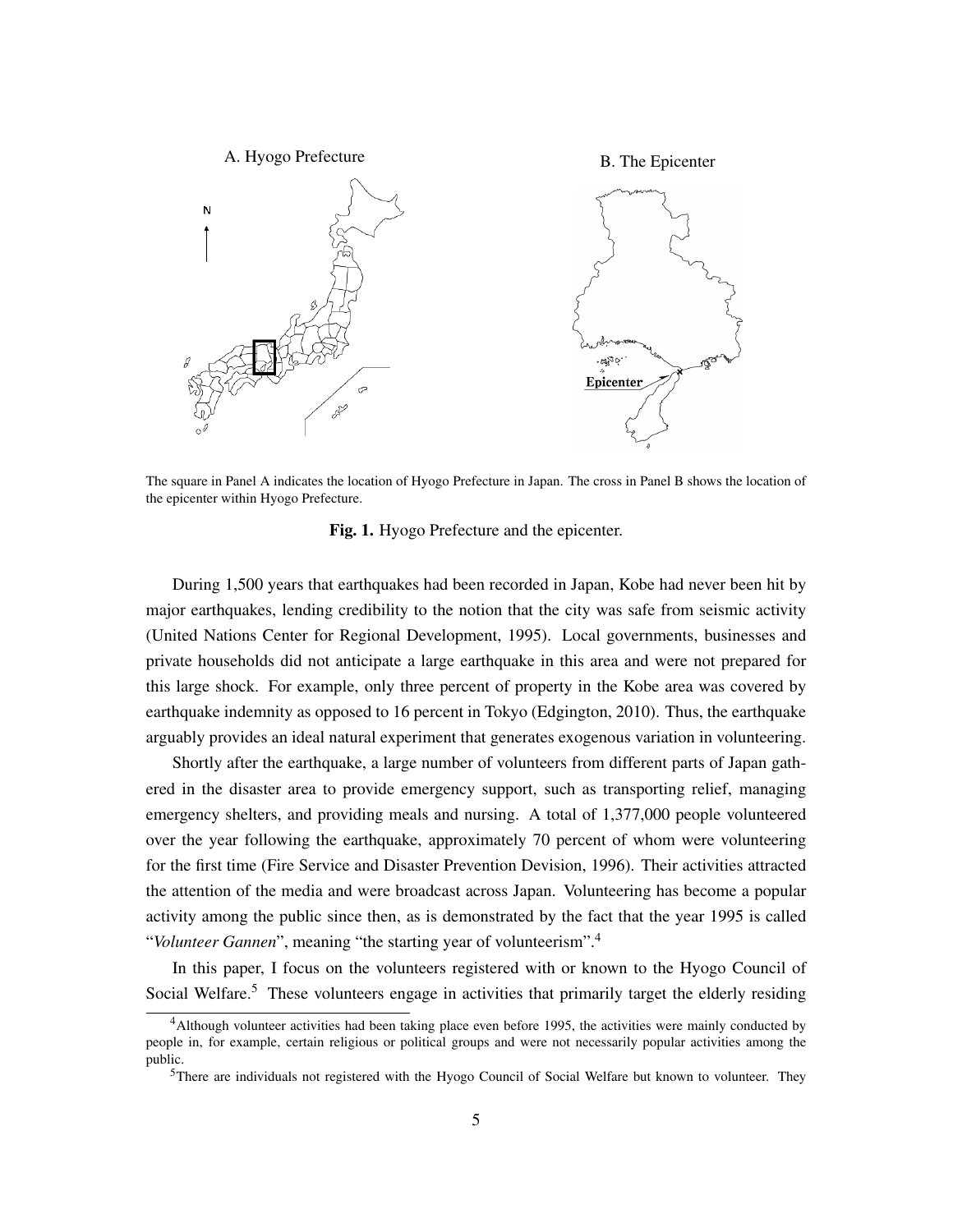A. Hyogo Prefecture

B. The Epicenter

The square in Panel A indicates the location of Hyogo Prefecture in Japan. The cross in Panel B shows the location of the epicenter within Hyogo Prefecture.

**Fig. 1.** Hyogo Prefecture and the epicenter.

During 1,500 years that earthquakes had been recorded in Japan, Kobe had never been hit by major earthquakes, lending credibility to the notion that the city was safe from seismic activity (United Nations Center for Regional Development, 1995). Local governments, businesses and private households did not anticipate a large earthquake in this area and were not prepared for this large shock. For example, only three percent of property in the Kobe area was covered by earthquake indemnity as opposed to 16 percent in Tokyo (Edgington, 2010). Thus, the earthquake arguably provides an ideal natural experiment that generates exogenous variation in volunteering.

Shortly after the earthquake, a large number of volunteers from different parts of Japan gathered in the disaster area to provide emergency support, such as transporting relief, managing emergency shelters, and providing meals and nursing. A total of 1,377,000 people volunteered over the year following the earthquake, approximately 70 percent of whom were volunteering for the first time (Fire Service and Disaster Prevention Devision, 1996). Their activities attracted the attention of the media and were broadcast across Japan. Volunteering has become a popular activity among the public since then, as is demonstrated by the fact that the year 1995 is called "*Volunteer Gannen*", meaning "the starting year of volunteerism".[4]

In this paper, I focus on the volunteers registered with or known to the Hyogo Council of Social Welfare.[5] These volunteers engage in activities that primarily target the elderly residing

[4]Although volunteer activities had been taking place even before 1995, the activities were mainly conducted by people in, for example, certain religious or political groups and were not necessarily popular activities among the public.

[5]There are individuals not registered with the Hyogo Council of Social Welfare but known to volunteer. They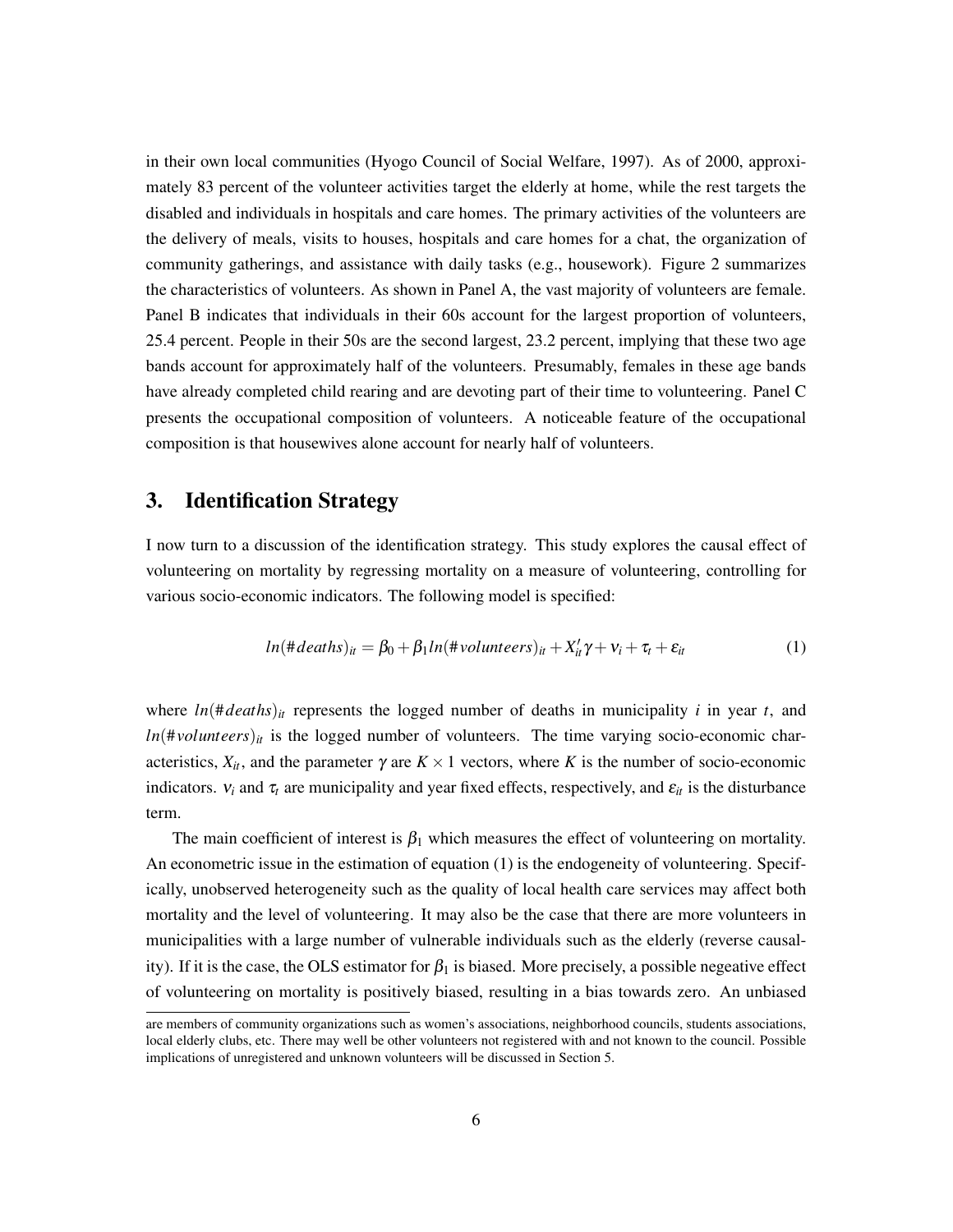in their own local communities (Hyogo Council of Social Welfare, 1997). As of 2000, approximately 83 percent of the volunteer activities target the elderly at home, while the rest targets the disabled and individuals in hospitals and care homes. The primary activities of the volunteers are the delivery of meals, visits to houses, hospitals and care homes for a chat, the organization of community gatherings, and assistance with daily tasks (e.g., housework). Figure 2 summarizes the characteristics of volunteers. As shown in Panel A, the vast majority of volunteers are female. Panel B indicates that individuals in their 60s account for the largest proportion of volunteers, 25.4 percent. People in their 50s are the second largest, 23.2 percent, implying that these two age bands account for approximately half of the volunteers. Presumably, females in these age bands have already completed child rearing and are devoting part of their time to volunteering. Panel C presents the occupational composition of volunteers. A noticeable feature of the occupational composition is that housewives alone account for nearly half of volunteers.

## 3. Identification Strategy

I now turn to a discussion of the identification strategy. This study explores the causal effect of volunteering on mortality by regressing mortality on a measure of volunteering, controlling for various socio-economic indicators. The following model is specified:

$$ln(\#deaths)_{it} = \beta_0 + \beta_1 ln(\#volunteers)_{it} + X_{it}'\gamma + \nu_i + \tau_t + \varepsilon_{it} \tag{1}$$

where $ln(\#deaths)_{it}$ represents the logged number of deaths in municipality $i$ in year $t$, and $ln(\#volunteers)_{it}$ is the logged number of volunteers. The time varying socio-economic characteristics, $X_{it}$, and the parameter $\gamma$ are $K \times 1$ vectors, where $K$ is the number of socio-economic indicators. $\nu_i$ and $\tau_t$ are municipality and year fixed effects, respectively, and $\varepsilon_{it}$ is the disturbance term.

The main coefficient of interest is $\beta_1$ which measures the effect of volunteering on mortality. An econometric issue in the estimation of equation (1) is the endogeneity of volunteering. Specifically, unobserved heterogeneity such as the quality of local health care services may affect both mortality and the level of volunteering. It may also be the case that there are more volunteers in municipalities with a large number of vulnerable individuals such as the elderly (reverse causality). If it is the case, the OLS estimator for $\beta_1$ is biased. More precisely, a possible negative effect of volunteering on mortality is positively biased, resulting in a bias towards zero. An unbiased

are members of community organizations such as women's associations, neighborhood councils, students associations, local elderly clubs, etc. There may well be other volunteers not registered with and not known to the council. Possible implications of unregistered and unknown volunteers will be discussed in Section 5.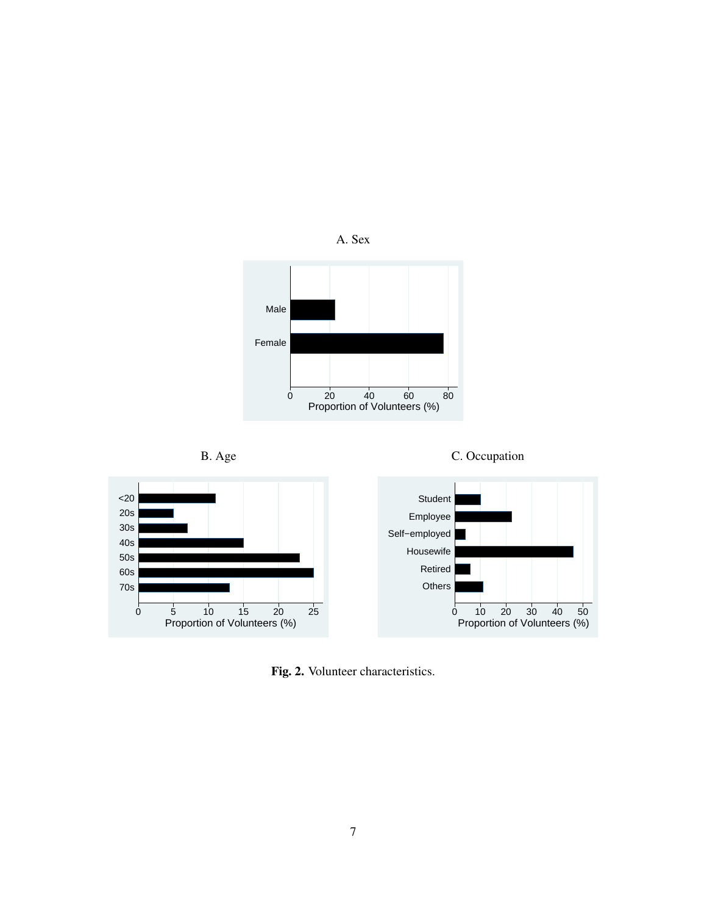A. Sex

B. Age

C. Occupation

**Fig. 2.** Volunteer characteristics.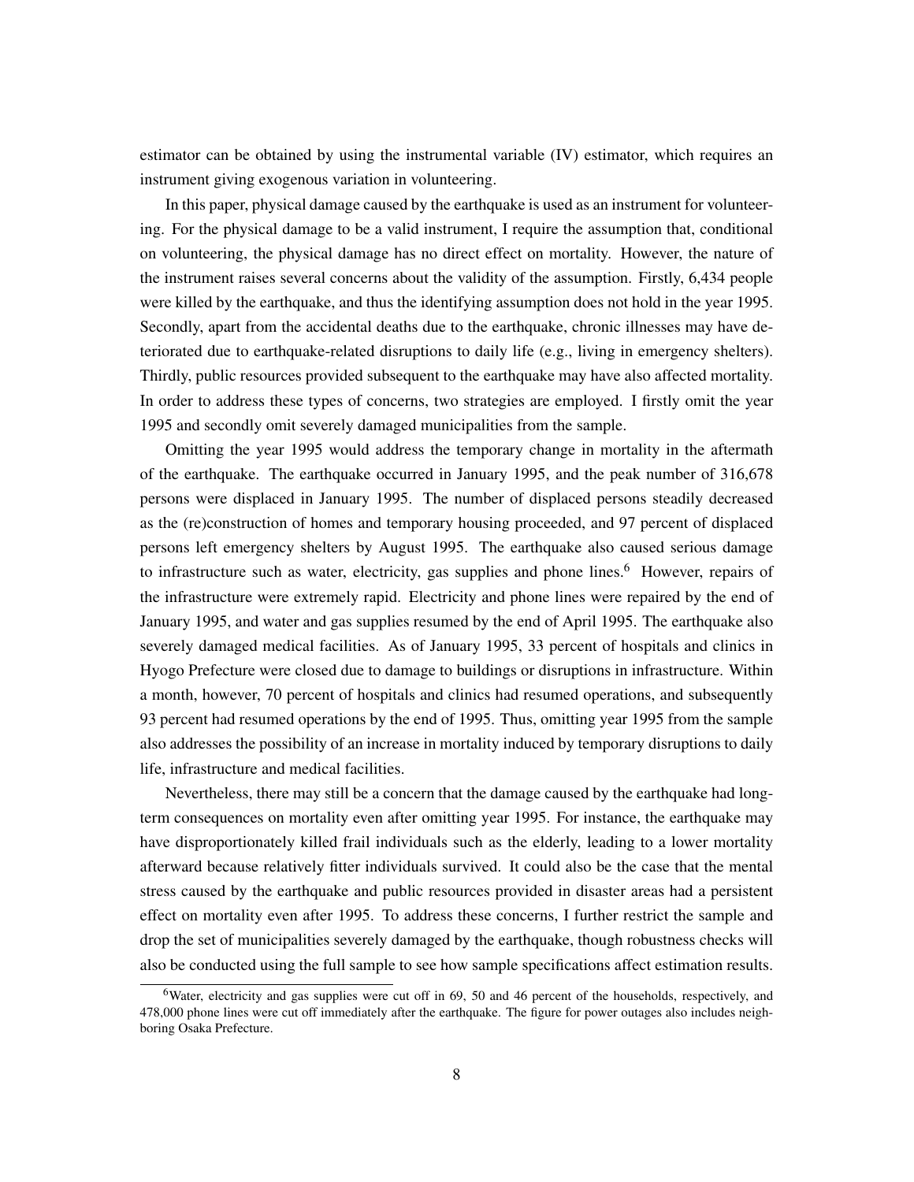estimator can be obtained by using the instrumental variable (IV) estimator, which requires an instrument giving exogenous variation in volunteering.

In this paper, physical damage caused by the earthquake is used as an instrument for volunteering. For the physical damage to be a valid instrument, I require the assumption that, conditional on volunteering, the physical damage has no direct effect on mortality. However, the nature of the instrument raises several concerns about the validity of the assumption. Firstly, 6,434 people were killed by the earthquake, and thus the identifying assumption does not hold in the year 1995. Secondly, apart from the accidental deaths due to the earthquake, chronic illnesses may have deteriorated due to earthquake-related disruptions to daily life (e.g., living in emergency shelters). Thirdly, public resources provided subsequent to the earthquake may have also affected mortality. In order to address these types of concerns, two strategies are employed. I firstly omit the year 1995 and secondly omit severely damaged municipalities from the sample.

Omitting the year 1995 would address the temporary change in mortality in the aftermath of the earthquake. The earthquake occurred in January 1995, and the peak number of 316,678 persons were displaced in January 1995. The number of displaced persons steadily decreased as the (re)construction of homes and temporary housing proceeded, and 97 percent of displaced persons left emergency shelters by August 1995. The earthquake also caused serious damage to infrastructure such as water, electricity, gas supplies and phone lines.[6] However, repairs of the infrastructure were extremely rapid. Electricity and phone lines were repaired by the end of January 1995, and water and gas supplies resumed by the end of April 1995. The earthquake also severely damaged medical facilities. As of January 1995, 33 percent of hospitals and clinics in Hyogo Prefecture were closed due to damage to buildings or disruptions in infrastructure. Within a month, however, 70 percent of hospitals and clinics had resumed operations, and subsequently 93 percent had resumed operations by the end of 1995. Thus, omitting year 1995 from the sample also addresses the possibility of an increase in mortality induced by temporary disruptions to daily life, infrastructure and medical facilities.

Nevertheless, there may still be a concern that the damage caused by the earthquake had long-term consequences on mortality even after omitting year 1995. For instance, the earthquake may have disproportionately killed frail individuals such as the elderly, leading to a lower mortality afterward because relatively fitter individuals survived. It could also be the case that the mental stress caused by the earthquake and public resources provided in disaster areas had a persistent effect on mortality even after 1995. To address these concerns, I further restrict the sample and drop the set of municipalities severely damaged by the earthquake, though robustness checks will also be conducted using the full sample to see how sample specifications affect estimation results.

---

[6] Water, electricity and gas supplies were cut off in 69, 50 and 46 percent of the households, respectively, and 478,000 phone lines were cut off immediately after the earthquake. The figure for power outages also includes neighboring Osaka Prefecture.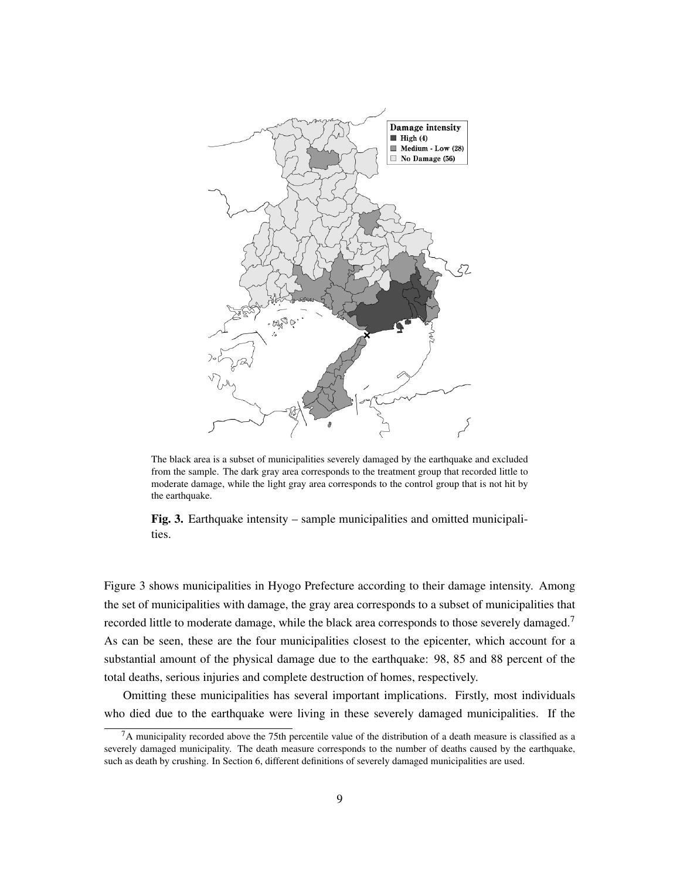Damage intensity
- High (4)
- Medium - Low (28)
- No Damage (56)

The black area is a subset of municipalities severely damaged by the earthquake and excluded from the sample. The dark gray area corresponds to the treatment group that recorded little to moderate damage, while the light gray area corresponds to the control group that is not hit by the earthquake.

**Fig. 3.** Earthquake intensity – sample municipalities and omitted municipalities.

Figure 3 shows municipalities in Hyogo Prefecture according to their damage intensity. Among the set of municipalities with damage, the gray area corresponds to a subset of municipalities that recorded little to moderate damage, while the black area corresponds to those severely damaged.[7] As can be seen, these are the four municipalities closest to the epicenter, which account for a substantial amount of the physical damage due to the earthquake: 98, 85 and 88 percent of the total deaths, serious injuries and complete destruction of homes, respectively.

Omitting these municipalities has several important implications. Firstly, most individuals who died due to the earthquake were living in these severely damaged municipalities. If the

[7] A municipality recorded above the 75th percentile value of the distribution of a death measure is classified as a severely damaged municipality. The death measure corresponds to the number of deaths caused by the earthquake, such as death by crushing. In Section 6, different definitions of severely damaged municipalities are used.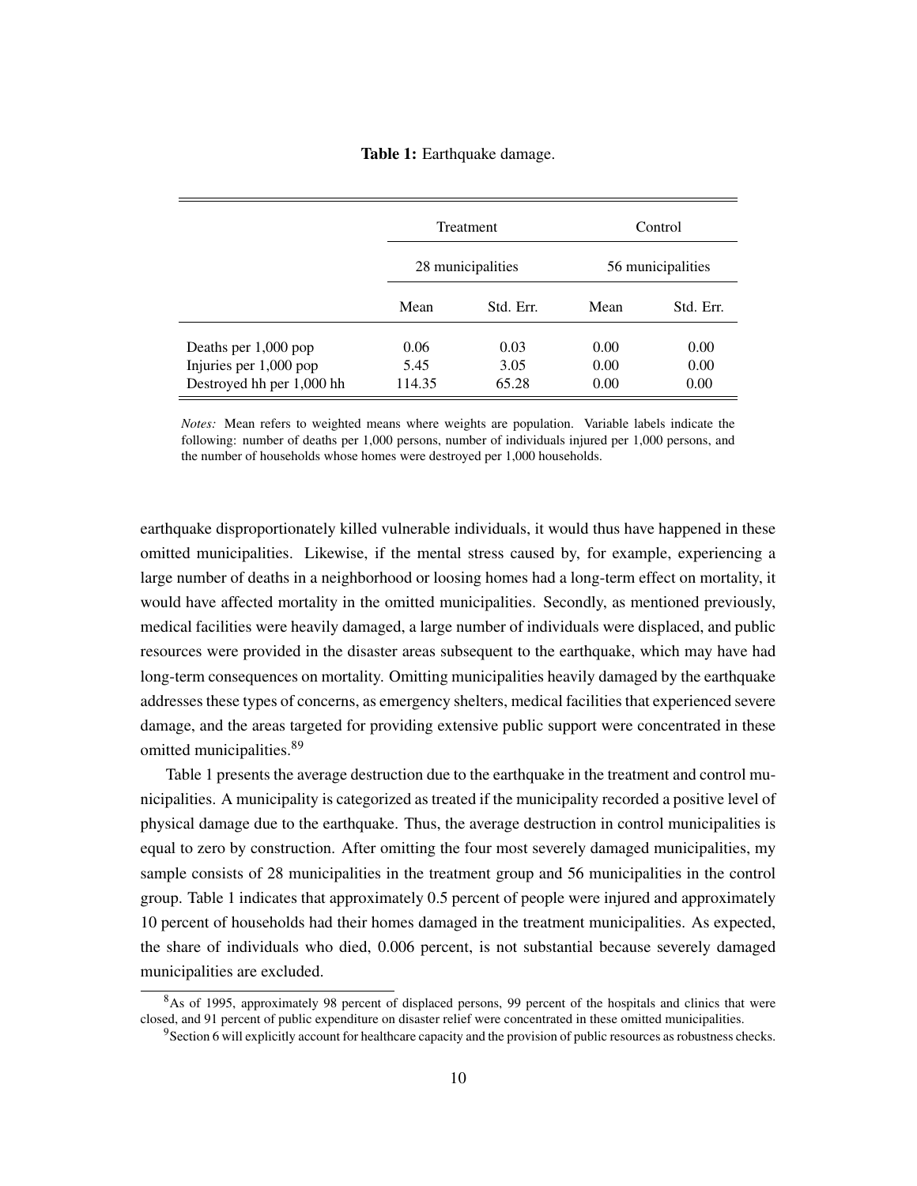**Table 1:** Earthquake damage.

| | Treatment | | Control | |
|---|---|---|---|---|
| | 28 municipalities | | 56 municipalities | |
| | Mean | Std. Err. | Mean | Std. Err. |
| Deaths per 1,000 pop | 0.06 | 0.03 | 0.00 | 0.00 |
| Injuries per 1,000 pop | 5.45 | 3.05 | 0.00 | 0.00 |
| Destroyed hh per 1,000 hh | 114.35 | 65.28 | 0.00 | 0.00 |

*Notes:* Mean refers to weighted means where weights are population. Variable labels indicate the following: number of deaths per 1,000 persons, number of individuals injured per 1,000 persons, and the number of households whose homes were destroyed per 1,000 households.

earthquake disproportionately killed vulnerable individuals, it would thus have happened in these omitted municipalities. Likewise, if the mental stress caused by, for example, experiencing a large number of deaths in a neighborhood or loosing homes had a long-term effect on mortality, it would have affected mortality in the omitted municipalities. Secondly, as mentioned previously, medical facilities were heavily damaged, a large number of individuals were displaced, and public resources were provided in the disaster areas subsequent to the earthquake, which may have had long-term consequences on mortality. Omitting municipalities heavily damaged by the earthquake addresses these types of concerns, as emergency shelters, medical facilities that experienced severe damage, and the areas targeted for providing extensive public support were concentrated in these omitted municipalities.[8][9]

Table 1 presents the average destruction due to the earthquake in the treatment and control municipalities. A municipality is categorized as treated if the municipality recorded a positive level of physical damage due to the earthquake. Thus, the average destruction in control municipalities is equal to zero by construction. After omitting the four most severely damaged municipalities, my sample consists of 28 municipalities in the treatment group and 56 municipalities in the control group. Table 1 indicates that approximately 0.5 percent of people were injured and approximately 10 percent of households had their homes damaged in the treatment municipalities. As expected, the share of individuals who died, 0.006 percent, is not substantial because severely damaged municipalities are excluded.

[8] As of 1995, approximately 98 percent of displaced persons, 99 percent of the hospitals and clinics that were closed, and 91 percent of public expenditure on disaster relief were concentrated in these omitted municipalities.

[9] Section 6 will explicitly account for healthcare capacity and the provision of public resources as robustness checks.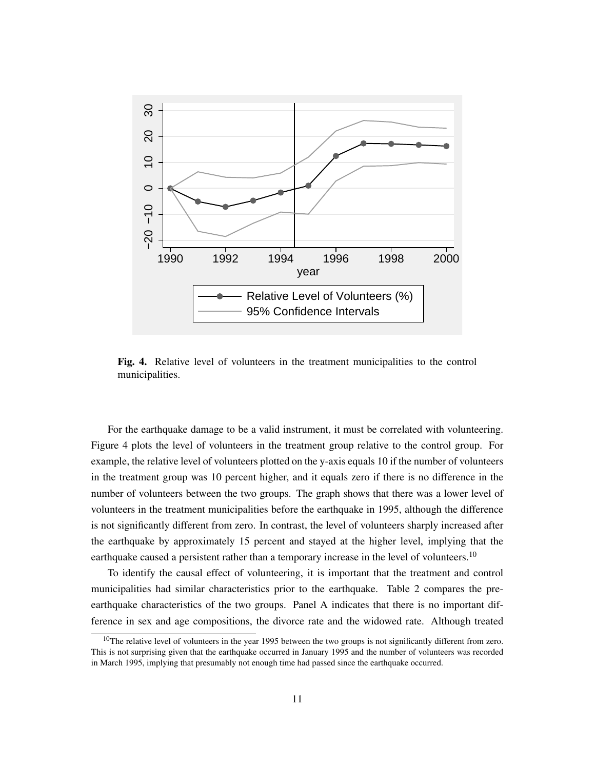Fig. 4. Relative level of volunteers in the treatment municipalities to the control municipalities.

For the earthquake damage to be a valid instrument, it must be correlated with volunteering. Figure 4 plots the level of volunteers in the treatment group relative to the control group. For example, the relative level of volunteers plotted on the y-axis equals 10 if the number of volunteers in the treatment group was 10 percent higher, and it equals zero if there is no difference in the number of volunteers between the two groups. The graph shows that there was a lower level of volunteers in the treatment municipalities before the earthquake in 1995, although the difference is not significantly different from zero. In contrast, the level of volunteers sharply increased after the earthquake by approximately 15 percent and stayed at the higher level, implying that the earthquake caused a persistent rather than a temporary increase in the level of volunteers.[10]

To identify the causal effect of volunteering, it is important that the treatment and control municipalities had similar characteristics prior to the earthquake. Table 2 compares the pre-earthquake characteristics of the two groups. Panel A indicates that there is no important difference in sex and age compositions, the divorce rate and the widowed rate. Although treated

[10]The relative level of volunteers in the year 1995 between the two groups is not significantly different from zero. This is not surprising given that the earthquake occurred in January 1995 and the number of volunteers was recorded in March 1995, implying that presumably not enough time had passed since the earthquake occurred.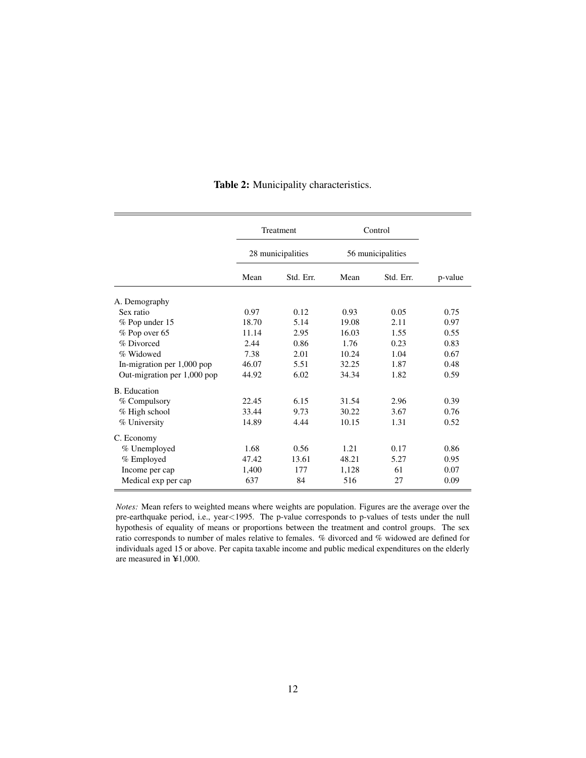**Table 2:** Municipality characteristics.

| | Treatment | | Control | | |
|---|---|---|---|---|---|
| | 28 municipalities | | 56 municipalities | | |
| | Mean | Std. Err. | Mean | Std. Err. | p-value |
| A. Demography | | | | | |
| Sex ratio | 0.97 | 0.12 | 0.93 | 0.05 | 0.75 |
| % Pop under 15 | 18.70 | 5.14 | 19.08 | 2.11 | 0.97 |
| % Pop over 65 | 11.14 | 2.95 | 16.03 | 1.55 | 0.55 |
| % Divorced | 2.44 | 0.86 | 1.76 | 0.23 | 0.83 |
| % Widowed | 7.38 | 2.01 | 10.24 | 1.04 | 0.67 |
| In-migration per 1,000 pop | 46.07 | 5.51 | 32.25 | 1.87 | 0.48 |
| Out-migration per 1,000 pop | 44.92 | 6.02 | 34.34 | 1.82 | 0.59 |
| B. Education | | | | | |
| % Compulsory | 22.45 | 6.15 | 31.54 | 2.96 | 0.39 |
| % High school | 33.44 | 9.73 | 30.22 | 3.67 | 0.76 |
| % University | 14.89 | 4.44 | 10.15 | 1.31 | 0.52 |
| C. Economy | | | | | |
| % Unemployed | 1.68 | 0.56 | 1.21 | 0.17 | 0.86 |
| % Employed | 47.42 | 13.61 | 48.21 | 5.27 | 0.95 |
| Income per cap | 1,400 | 177 | 1,128 | 61 | 0.07 |
| Medical exp per cap | 637 | 84 | 516 | 27 | 0.09 |

*Notes:* Mean refers to weighted means where weights are population. Figures are the average over the pre-earthquake period, i.e., year<1995. The p-value corresponds to p-values of tests under the null hypothesis of equality of means or proportions between the treatment and control groups. The sex ratio corresponds to number of males relative to females. % divorced and % widowed are defined for individuals aged 15 or above. Per capita taxable income and public medical expenditures on the elderly are measured in ¥1,000.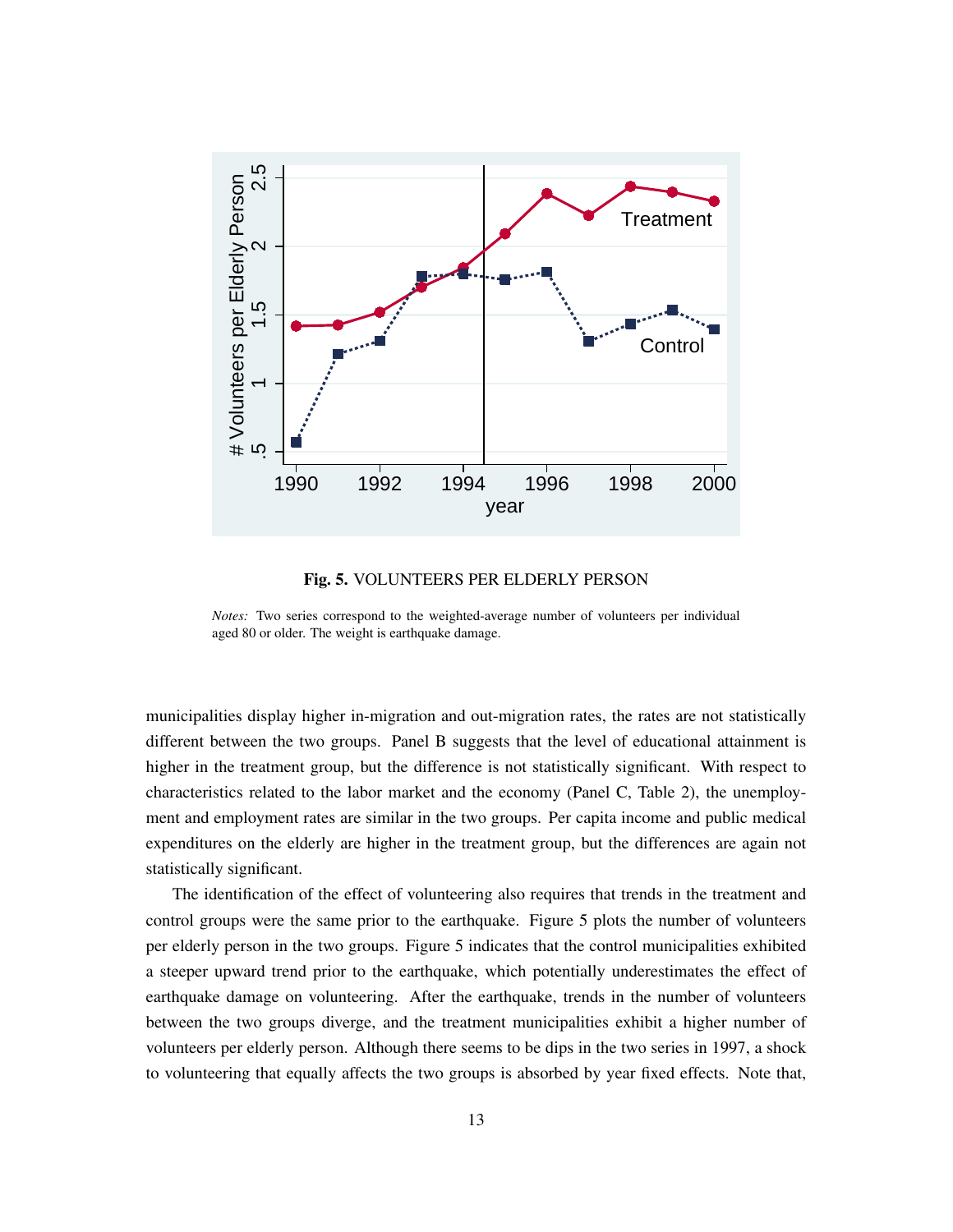**Fig. 5.** VOLUNTEERS PER ELDERLY PERSON

*Notes:* Two series correspond to the weighted-average number of volunteers per individual aged 80 or older. The weight is earthquake damage.

municipalities display higher in-migration and out-migration rates, the rates are not statistically different between the two groups. Panel B suggests that the level of educational attainment is higher in the treatment group, but the difference is not statistically significant. With respect to characteristics related to the labor market and the economy (Panel C, Table 2), the unemployment and employment rates are similar in the two groups. Per capita income and public medical expenditures on the elderly are higher in the treatment group, but the differences are again not statistically significant.

The identification of the effect of volunteering also requires that trends in the treatment and control groups were the same prior to the earthquake. Figure 5 plots the number of volunteers per elderly person in the two groups. Figure 5 indicates that the control municipalities exhibited a steeper upward trend prior to the earthquake, which potentially underestimates the effect of earthquake damage on volunteering. After the earthquake, trends in the number of volunteers between the two groups diverge, and the treatment municipalities exhibit a higher number of volunteers per elderly person. Although there seems to be dips in the two series in 1997, a shock to volunteering that equally affects the two groups is absorbed by year fixed effects. Note that,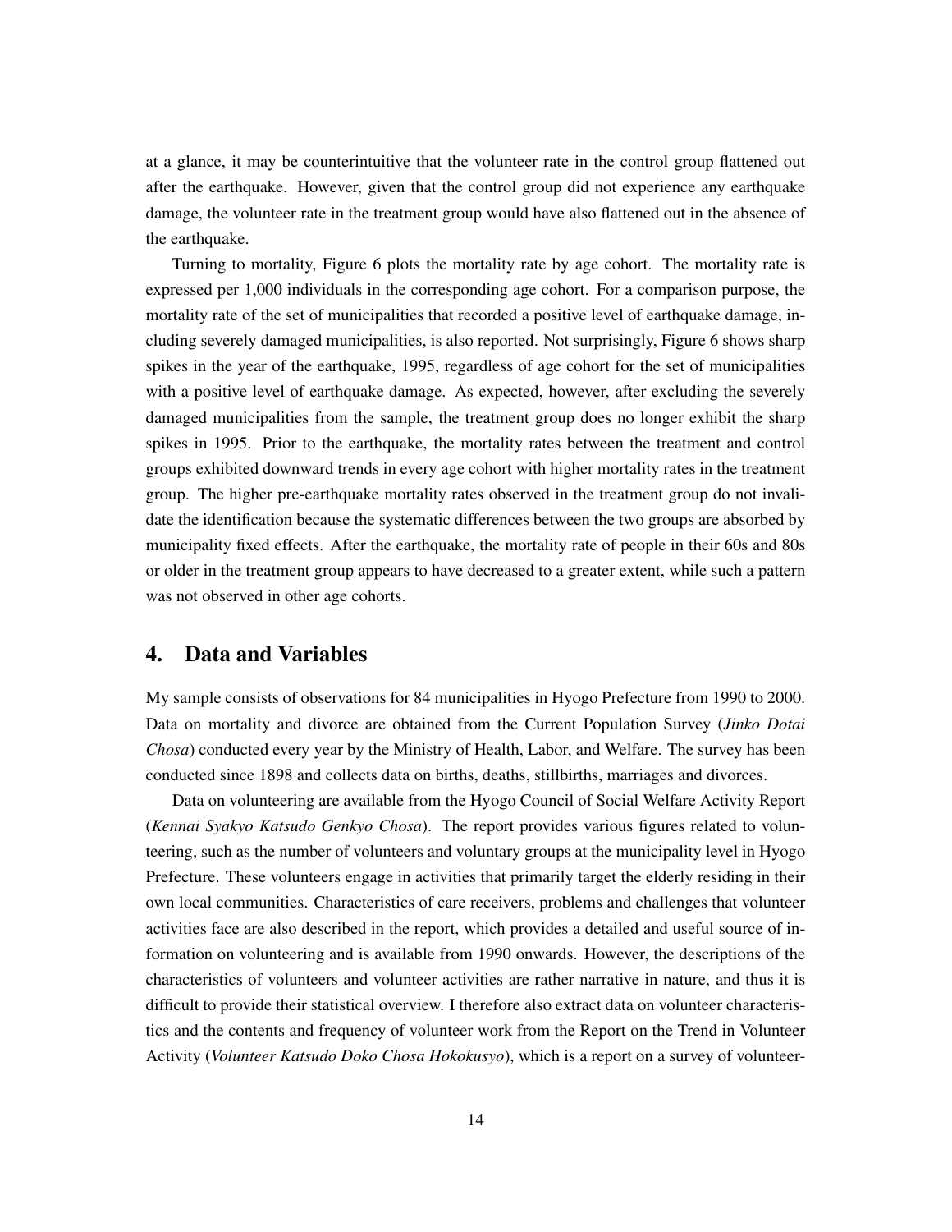at a glance, it may be counterintuitive that the volunteer rate in the control group flattened out after the earthquake. However, given that the control group did not experience any earthquake damage, the volunteer rate in the treatment group would have also flattened out in the absence of the earthquake.

Turning to mortality, Figure 6 plots the mortality rate by age cohort. The mortality rate is expressed per 1,000 individuals in the corresponding age cohort. For a comparison purpose, the mortality rate of the set of municipalities that recorded a positive level of earthquake damage, including severely damaged municipalities, is also reported. Not surprisingly, Figure 6 shows sharp spikes in the year of the earthquake, 1995, regardless of age cohort for the set of municipalities with a positive level of earthquake damage. As expected, however, after excluding the severely damaged municipalities from the sample, the treatment group does no longer exhibit the sharp spikes in 1995. Prior to the earthquake, the mortality rates between the treatment and control groups exhibited downward trends in every age cohort with higher mortality rates in the treatment group. The higher pre-earthquake mortality rates observed in the treatment group do not invalidate the identification because the systematic differences between the two groups are absorbed by municipality fixed effects. After the earthquake, the mortality rate of people in their 60s and 80s or older in the treatment group appears to have decreased to a greater extent, while such a pattern was not observed in other age cohorts.

## 4. Data and Variables

My sample consists of observations for 84 municipalities in Hyogo Prefecture from 1990 to 2000. Data on mortality and divorce are obtained from the Current Population Survey (*Jinko Dotai Chosa*) conducted every year by the Ministry of Health, Labor, and Welfare. The survey has been conducted since 1898 and collects data on births, deaths, stillbirths, marriages and divorces.

Data on volunteering are available from the Hyogo Council of Social Welfare Activity Report (*Kennai Syakyo Katsudo Genkyo Chosa*). The report provides various figures related to volunteering, such as the number of volunteers and voluntary groups at the municipality level in Hyogo Prefecture. These volunteers engage in activities that primarily target the elderly residing in their own local communities. Characteristics of care receivers, problems and challenges that volunteer activities face are also described in the report, which provides a detailed and useful source of information on volunteering and is available from 1990 onwards. However, the descriptions of the characteristics of volunteers and volunteer activities are rather narrative in nature, and thus it is difficult to provide their statistical overview. I therefore also extract data on volunteer characteristics and the contents and frequency of volunteer work from the Report on the Trend in Volunteer Activity (*Volunteer Katsudo Doko Chosa Hokokusyo*), which is a report on a survey of volunteer-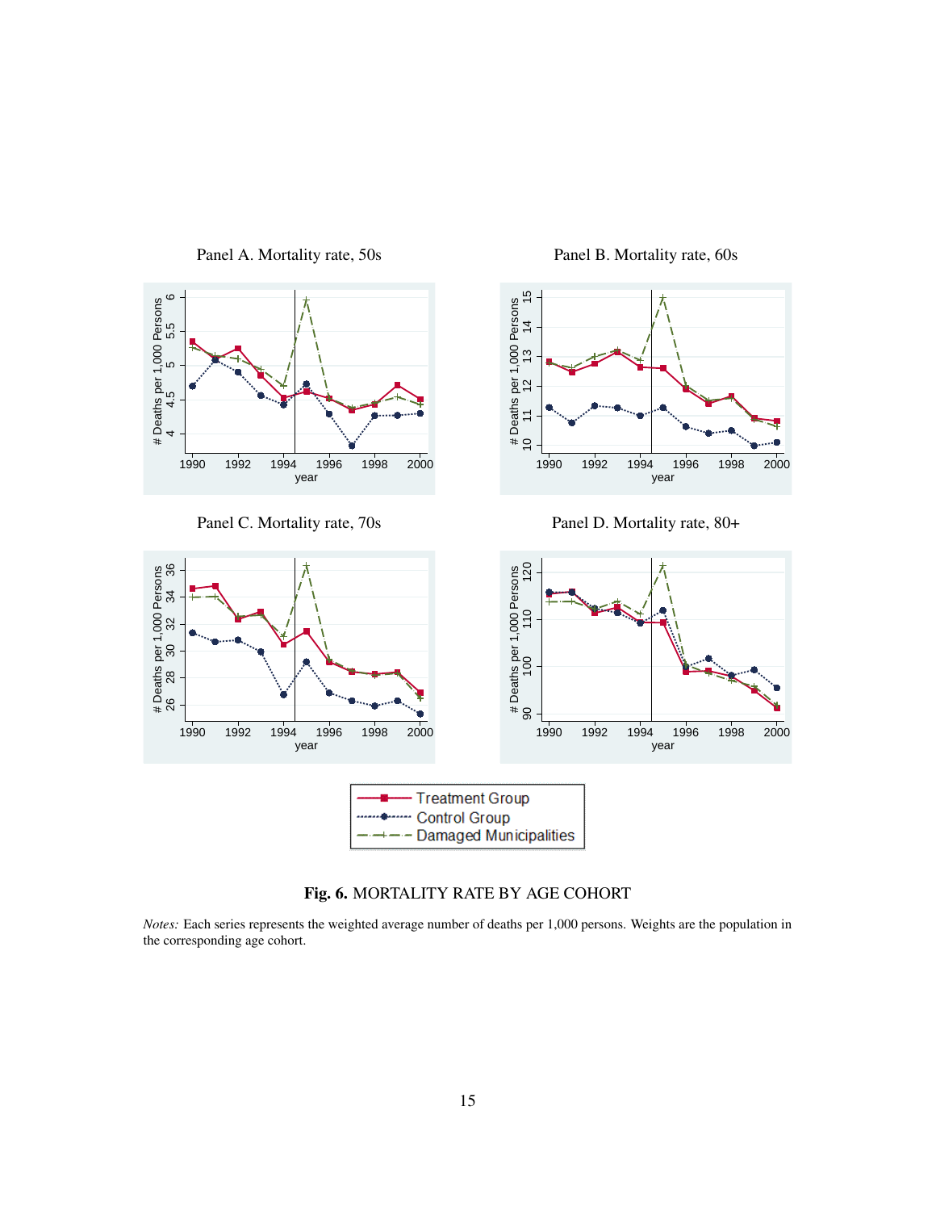Panel A. Mortality rate, 50s

Panel B. Mortality rate, 60s

Panel C. Mortality rate, 70s

Panel D. Mortality rate, 80+

**Fig. 6.** MORTALITY RATE BY AGE COHORT

*Notes:* Each series represents the weighted average number of deaths per 1,000 persons. Weights are the population in the corresponding age cohort.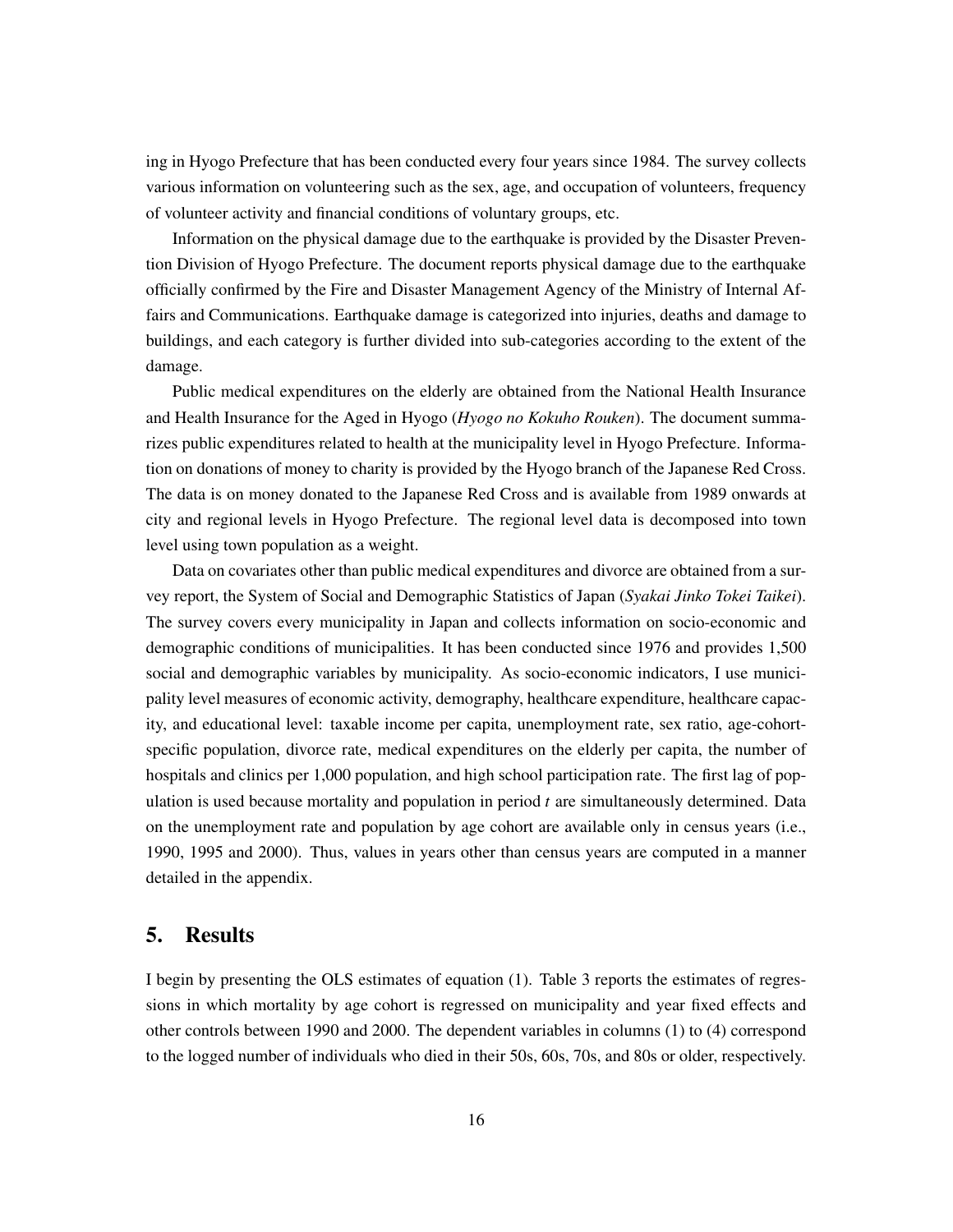ing in Hyogo Prefecture that has been conducted every four years since 1984. The survey collects various information on volunteering such as the sex, age, and occupation of volunteers, frequency of volunteer activity and financial conditions of voluntary groups, etc.

Information on the physical damage due to the earthquake is provided by the Disaster Prevention Division of Hyogo Prefecture. The document reports physical damage due to the earthquake officially confirmed by the Fire and Disaster Management Agency of the Ministry of Internal Affairs and Communications. Earthquake damage is categorized into injuries, deaths and damage to buildings, and each category is further divided into sub-categories according to the extent of the damage.

Public medical expenditures on the elderly are obtained from the National Health Insurance and Health Insurance for the Aged in Hyogo (*Hyogo no Kokuho Rouken*). The document summarizes public expenditures related to health at the municipality level in Hyogo Prefecture. Information on donations of money to charity is provided by the Hyogo branch of the Japanese Red Cross. The data is on money donated to the Japanese Red Cross and is available from 1989 onwards at city and regional levels in Hyogo Prefecture. The regional level data is decomposed into town level using town population as a weight.

Data on covariates other than public medical expenditures and divorce are obtained from a survey report, the System of Social and Demographic Statistics of Japan (*Syakai Jinko Tokei Taikei*). The survey covers every municipality in Japan and collects information on socio-economic and demographic conditions of municipalities. It has been conducted since 1976 and provides 1,500 social and demographic variables by municipality. As socio-economic indicators, I use municipality level measures of economic activity, demography, healthcare expenditure, healthcare capacity, and educational level: taxable income per capita, unemployment rate, sex ratio, age-cohort-specific population, divorce rate, medical expenditures on the elderly per capita, the number of hospitals and clinics per 1,000 population, and high school participation rate. The first lag of population is used because mortality and population in period $t$ are simultaneously determined. Data on the unemployment rate and population by age cohort are available only in census years (i.e., 1990, 1995 and 2000). Thus, values in years other than census years are computed in a manner detailed in the appendix.

## 5. Results

I begin by presenting the OLS estimates of equation (1). Table 3 reports the estimates of regressions in which mortality by age cohort is regressed on municipality and year fixed effects and other controls between 1990 and 2000. The dependent variables in columns (1) to (4) correspond to the logged number of individuals who died in their 50s, 60s, 70s, and 80s or older, respectively.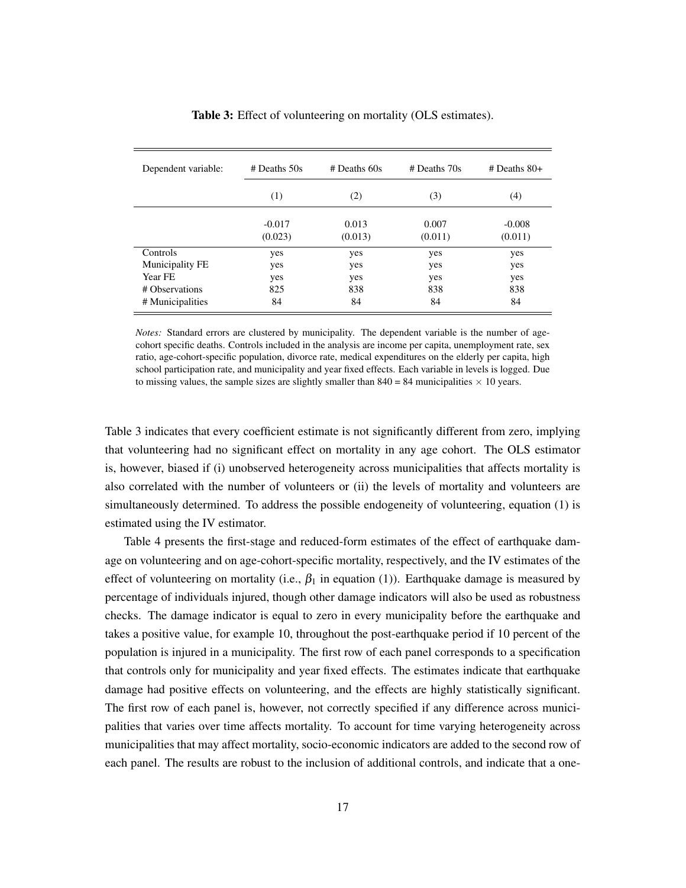**Table 3:** Effect of volunteering on mortality (OLS estimates).

| Dependent variable: | # Deaths 50s | # Deaths 60s | # Deaths 70s | # Deaths 80+ |
|---|---|---|---|---|
| | (1) | (2) | (3) | (4) |
| | -0.017 | 0.013 | 0.007 | -0.008 |
| | (0.023) | (0.013) | (0.011) | (0.011) |
| Controls | yes | yes | yes | yes |
| Municipality FE | yes | yes | yes | yes |
| Year FE | yes | yes | yes | yes |
| # Observations | 825 | 838 | 838 | 838 |
| # Municipalities | 84 | 84 | 84 | 84 |

*Notes:* Standard errors are clustered by municipality. The dependent variable is the number of age-cohort specific deaths. Controls included in the analysis are income per capita, unemployment rate, sex ratio, age-cohort-specific population, divorce rate, medical expenditures on the elderly per capita, high school participation rate, and municipality and year fixed effects. Each variable in levels is logged. Due to missing values, the sample sizes are slightly smaller than 840 = 84 municipalities $\times$ 10 years.

Table 3 indicates that every coefficient estimate is not significantly different from zero, implying that volunteering had no significant effect on mortality in any age cohort. The OLS estimator is, however, biased if (i) unobserved heterogeneity across municipalities that affects mortality is also correlated with the number of volunteers or (ii) the levels of mortality and volunteers are simultaneously determined. To address the possible endogeneity of volunteering, equation (1) is estimated using the IV estimator.

Table 4 presents the first-stage and reduced-form estimates of the effect of earthquake damage on volunteering and on age-cohort-specific mortality, respectively, and the IV estimates of the effect of volunteering on mortality (i.e., $\beta_1$ in equation (1)). Earthquake damage is measured by percentage of individuals injured, though other damage indicators will also be used as robustness checks. The damage indicator is equal to zero in every municipality before the earthquake and takes a positive value, for example 10, throughout the post-earthquake period if 10 percent of the population is injured in a municipality. The first row of each panel corresponds to a specification that controls only for municipality and year fixed effects. The estimates indicate that earthquake damage had positive effects on volunteering, and the effects are highly statistically significant. The first row of each panel is, however, not correctly specified if any difference across municipalities that varies over time affects mortality. To account for time varying heterogeneity across municipalities that may affect mortality, socio-economic indicators are added to the second row of each panel. The results are robust to the inclusion of additional controls, and indicate that a one-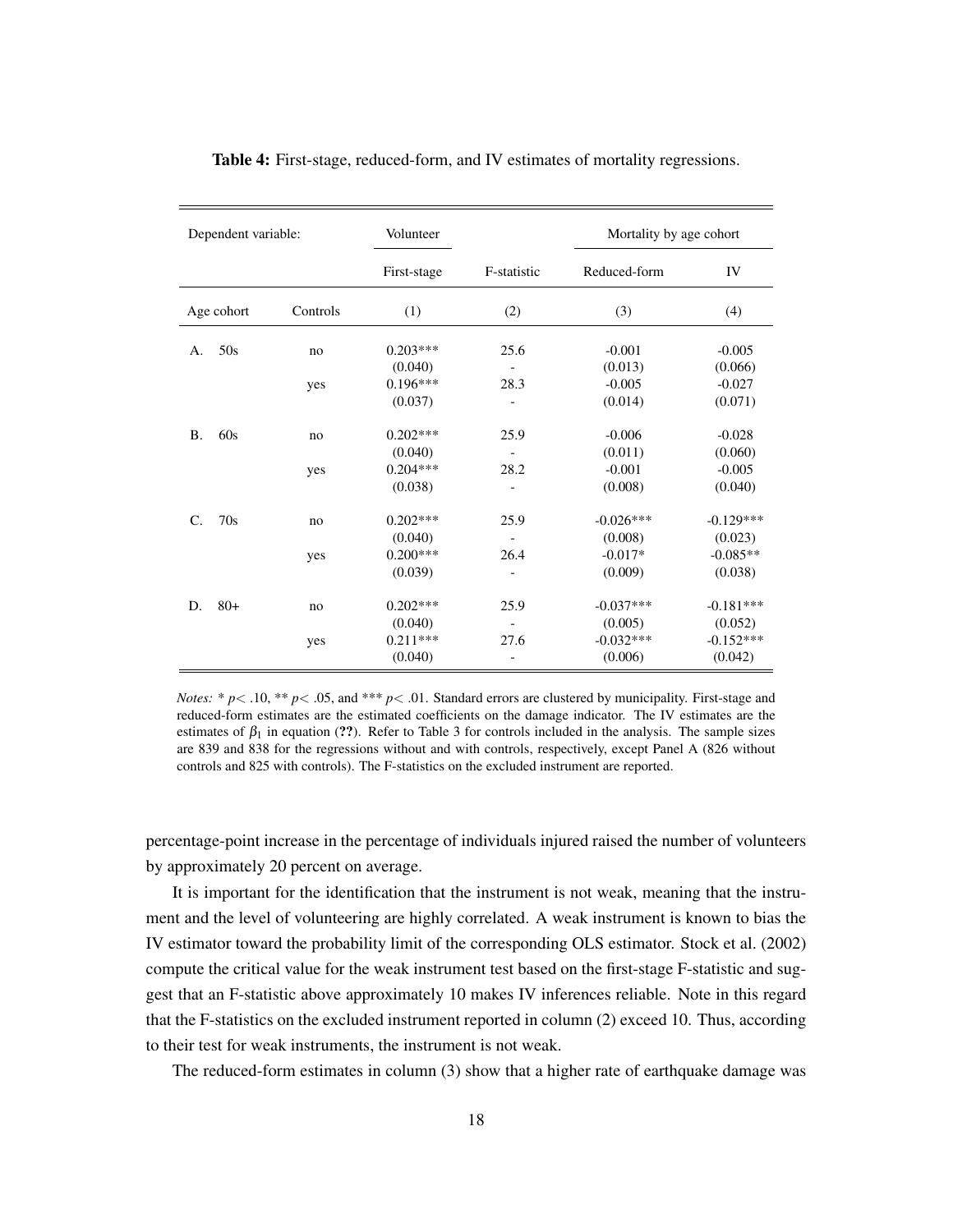**Table 4:** First-stage, reduced-form, and IV estimates of mortality regressions.

| Dependent variable: | | Volunteer | | Mortality by age cohort | |
|---|---|---|---|---|---|
| | | First-stage | F-statistic | Reduced-form | IV |
| Age cohort | Controls | (1) | (2) | (3) | (4) |
| A. 50s | no | 0.203*** | 25.6 | -0.001 | -0.005 |
| | | (0.040) | - | (0.013) | (0.066) |
| | yes | 0.196*** | 28.3 | -0.005 | -0.027 |
| | | (0.037) | - | (0.014) | (0.071) |
| B. 60s | no | 0.202*** | 25.9 | -0.006 | -0.028 |
| | | (0.040) | - | (0.011) | (0.060) |
| | yes | 0.204*** | 28.2 | -0.001 | -0.005 |
| | | (0.038) | - | (0.008) | (0.040) |
| C. 70s | no | 0.202*** | 25.9 | -0.026*** | -0.129*** |
| | | (0.040) | - | (0.008) | (0.023) |
| | yes | 0.200*** | 26.4 | -0.017* | -0.085** |
| | | (0.039) | - | (0.009) | (0.038) |
| D. 80+ | no | 0.202*** | 25.9 | -0.037*** | -0.181*** |
| | | (0.040) | - | (0.005) | (0.052) |
| | yes | 0.211*** | 27.6 | -0.032*** | -0.152*** |
| | | (0.040) | - | (0.006) | (0.042) |

*Notes:* * $p<$ .10, ** $p<$ .05, and *** $p<$ .01. Standard errors are clustered by municipality. First-stage and reduced-form estimates are the estimated coefficients on the damage indicator. The IV estimates are the estimates of $\beta_1$ in equation (**??**). Refer to Table 3 for controls included in the analysis. The sample sizes are 839 and 838 for the regressions without and with controls, respectively, except Panel A (826 without controls and 825 with controls). The F-statistics on the excluded instrument are reported.

percentage-point increase in the percentage of individuals injured raised the number of volunteers by approximately 20 percent on average.

It is important for the identification that the instrument is not weak, meaning that the instrument and the level of volunteering are highly correlated. A weak instrument is known to bias the IV estimator toward the probability limit of the corresponding OLS estimator. Stock et al. (2002) compute the critical value for the weak instrument test based on the first-stage F-statistic and suggest that an F-statistic above approximately 10 makes IV inferences reliable. Note in this regard that the F-statistics on the excluded instrument reported in column (2) exceed 10. Thus, according to their test for weak instruments, the instrument is not weak.

The reduced-form estimates in column (3) show that a higher rate of earthquake damage was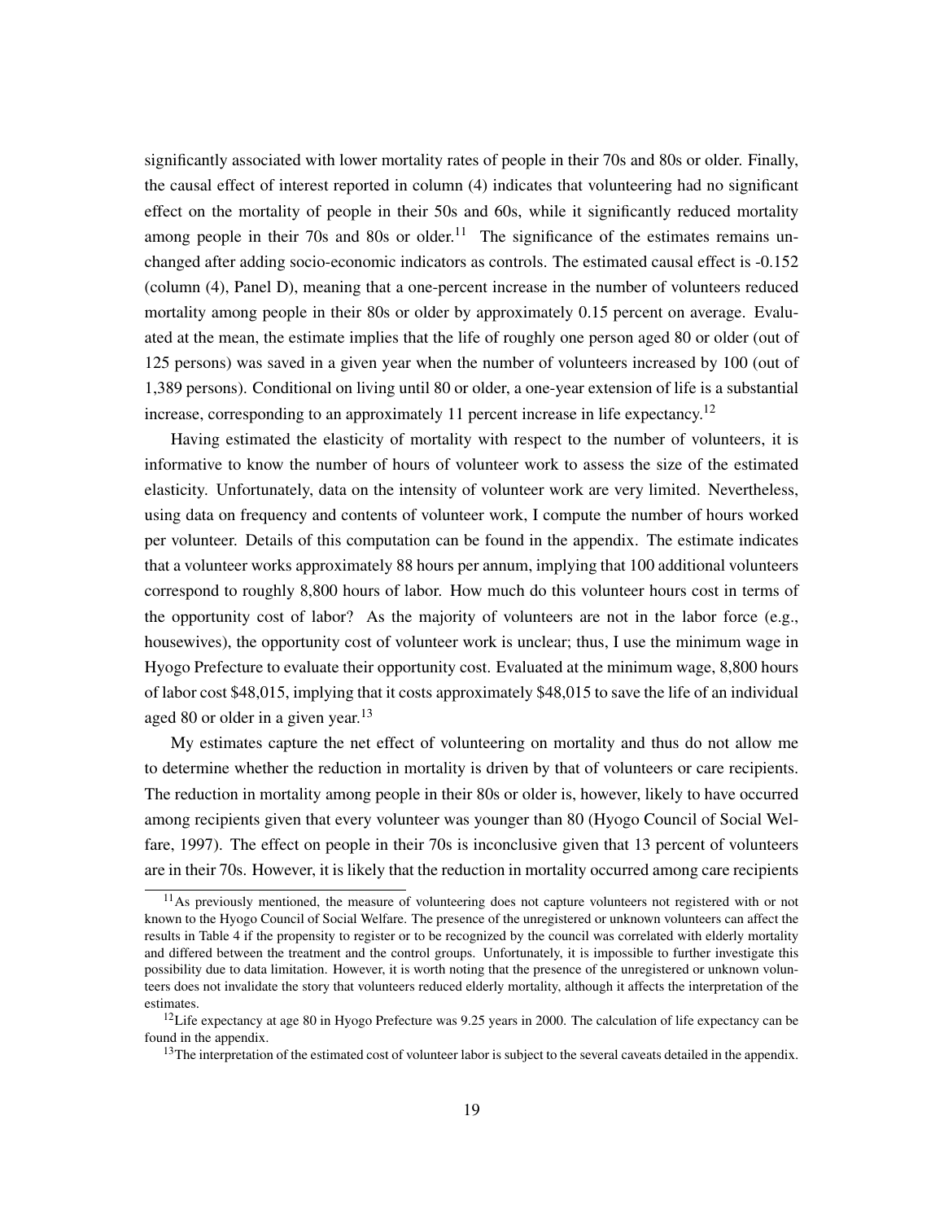significantly associated with lower mortality rates of people in their 70s and 80s or older. Finally, the causal effect of interest reported in column (4) indicates that volunteering had no significant effect on the mortality of people in their 50s and 60s, while it significantly reduced mortality among people in their 70s and 80s or older.[11] The significance of the estimates remains unchanged after adding socio-economic indicators as controls. The estimated causal effect is -0.152 (column (4), Panel D), meaning that a one-percent increase in the number of volunteers reduced mortality among people in their 80s or older by approximately 0.15 percent on average. Evaluated at the mean, the estimate implies that the life of roughly one person aged 80 or older (out of 125 persons) was saved in a given year when the number of volunteers increased by 100 (out of 1,389 persons). Conditional on living until 80 or older, a one-year extension of life is a substantial increase, corresponding to an approximately 11 percent increase in life expectancy.[12]

Having estimated the elasticity of mortality with respect to the number of volunteers, it is informative to know the number of hours of volunteer work to assess the size of the estimated elasticity. Unfortunately, data on the intensity of volunteer work are very limited. Nevertheless, using data on frequency and contents of volunteer work, I compute the number of hours worked per volunteer. Details of this computation can be found in the appendix. The estimate indicates that a volunteer works approximately 88 hours per annum, implying that 100 additional volunteers correspond to roughly 8,800 hours of labor. How much do this volunteer hours cost in terms of the opportunity cost of labor? As the majority of volunteers are not in the labor force (e.g., housewives), the opportunity cost of volunteer work is unclear; thus, I use the minimum wage in Hyogo Prefecture to evaluate their opportunity cost. Evaluated at the minimum wage, 8,800 hours of labor cost \$48,015, implying that it costs approximately \$48,015 to save the life of an individual aged 80 or older in a given year.[13]

My estimates capture the net effect of volunteering on mortality and thus do not allow me to determine whether the reduction in mortality is driven by that of volunteers or care recipients. The reduction in mortality among people in their 80s or older is, however, likely to have occurred among recipients given that every volunteer was younger than 80 (Hyogo Council of Social Welfare, 1997). The effect on people in their 70s is inconclusive given that 13 percent of volunteers are in their 70s. However, it is likely that the reduction in mortality occurred among care recipients

[11] As previously mentioned, the measure of volunteering does not capture volunteers not registered with or not known to the Hyogo Council of Social Welfare. The presence of the unregistered or unknown volunteers can affect the results in Table 4 if the propensity to register or to be recognized by the council was correlated with elderly mortality and differed between the treatment and the control groups. Unfortunately, it is impossible to further investigate this possibility due to data limitation. However, it is worth noting that the presence of the unregistered or unknown volunteers does not invalidate the story that volunteers reduced elderly mortality, although it affects the interpretation of the estimates.

[12] Life expectancy at age 80 in Hyogo Prefecture was 9.25 years in 2000. The calculation of life expectancy can be found in the appendix.

[13] The interpretation of the estimated cost of volunteer labor is subject to the several caveats detailed in the appendix.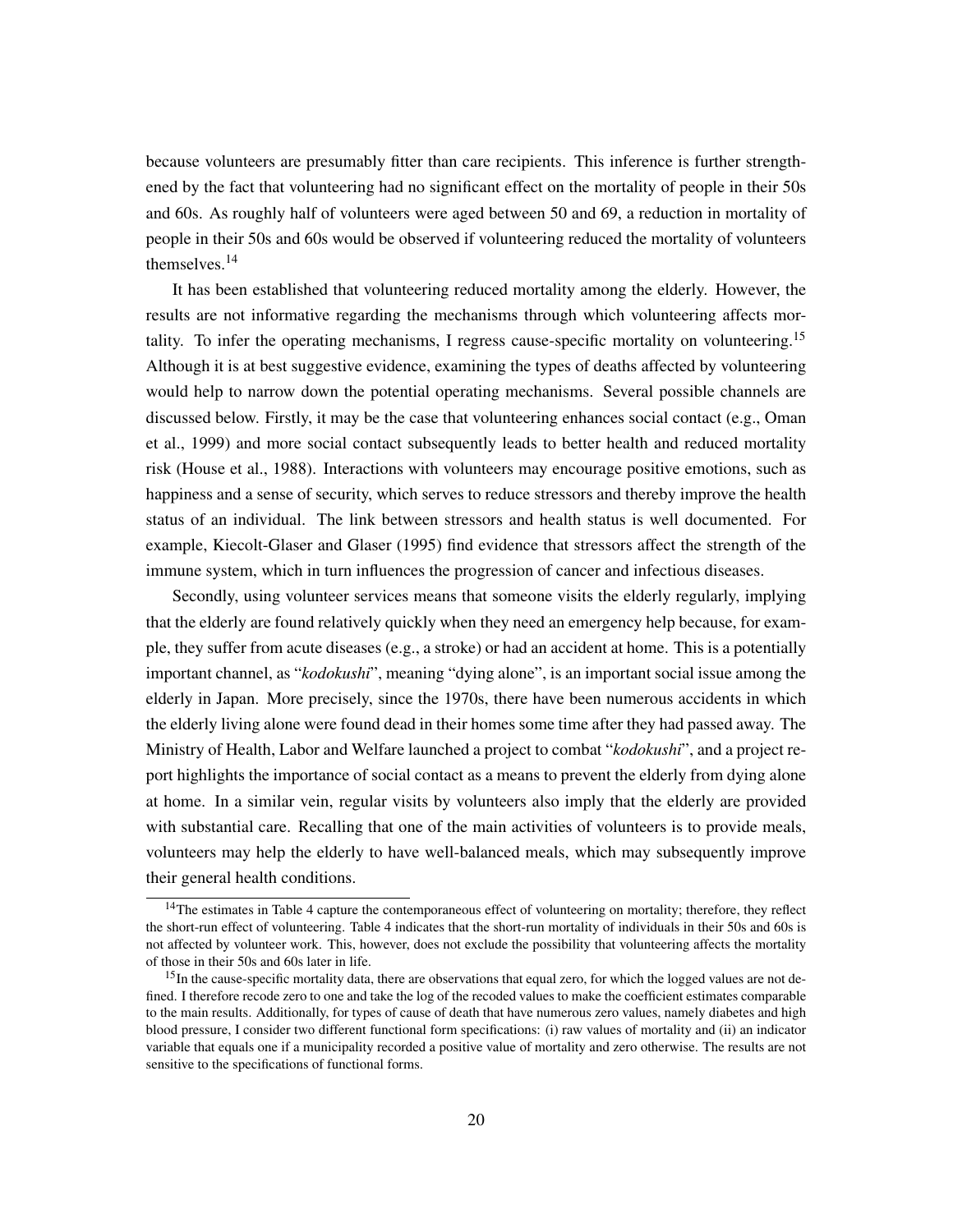because volunteers are presumably fitter than care recipients. This inference is further strengthened by the fact that volunteering had no significant effect on the mortality of people in their 50s and 60s. As roughly half of volunteers were aged between 50 and 69, a reduction in mortality of people in their 50s and 60s would be observed if volunteering reduced the mortality of volunteers themselves.[14]

It has been established that volunteering reduced mortality among the elderly. However, the results are not informative regarding the mechanisms through which volunteering affects mortality. To infer the operating mechanisms, I regress cause-specific mortality on volunteering.[15] Although it is at best suggestive evidence, examining the types of deaths affected by volunteering would help to narrow down the potential operating mechanisms. Several possible channels are discussed below. Firstly, it may be the case that volunteering enhances social contact (e.g., Oman et al., 1999) and more social contact subsequently leads to better health and reduced mortality risk (House et al., 1988). Interactions with volunteers may encourage positive emotions, such as happiness and a sense of security, which serves to reduce stressors and thereby improve the health status of an individual. The link between stressors and health status is well documented. For example, Kiecolt-Glaser and Glaser (1995) find evidence that stressors affect the strength of the immune system, which in turn influences the progression of cancer and infectious diseases.

Secondly, using volunteer services means that someone visits the elderly regularly, implying that the elderly are found relatively quickly when they need an emergency help because, for example, they suffer from acute diseases (e.g., a stroke) or had an accident at home. This is a potentially important channel, as "*kodokushi*", meaning "dying alone", is an important social issue among the elderly in Japan. More precisely, since the 1970s, there have been numerous accidents in which the elderly living alone were found dead in their homes some time after they had passed away. The Ministry of Health, Labor and Welfare launched a project to combat "*kodokushi*", and a project report highlights the importance of social contact as a means to prevent the elderly from dying alone at home. In a similar vein, regular visits by volunteers also imply that the elderly are provided with substantial care. Recalling that one of the main activities of volunteers is to provide meals, volunteers may help the elderly to have well-balanced meals, which may subsequently improve their general health conditions.

[14] The estimates in Table 4 capture the contemporaneous effect of volunteering on mortality; therefore, they reflect the short-run effect of volunteering. Table 4 indicates that the short-run mortality of individuals in their 50s and 60s is not affected by volunteer work. This, however, does not exclude the possibility that volunteering affects the mortality of those in their 50s and 60s later in life.

[15] In the cause-specific mortality data, there are observations that equal zero, for which the logged values are not defined. I therefore recode zero to one and take the log of the recoded values to make the coefficient estimates comparable to the main results. Additionally, for types of cause of death that have numerous zero values, namely diabetes and high blood pressure, I consider two different functional form specifications: (i) raw values of mortality and (ii) an indicator variable that equals one if a municipality recorded a positive value of mortality and zero otherwise. The results are not sensitive to the specifications of functional forms.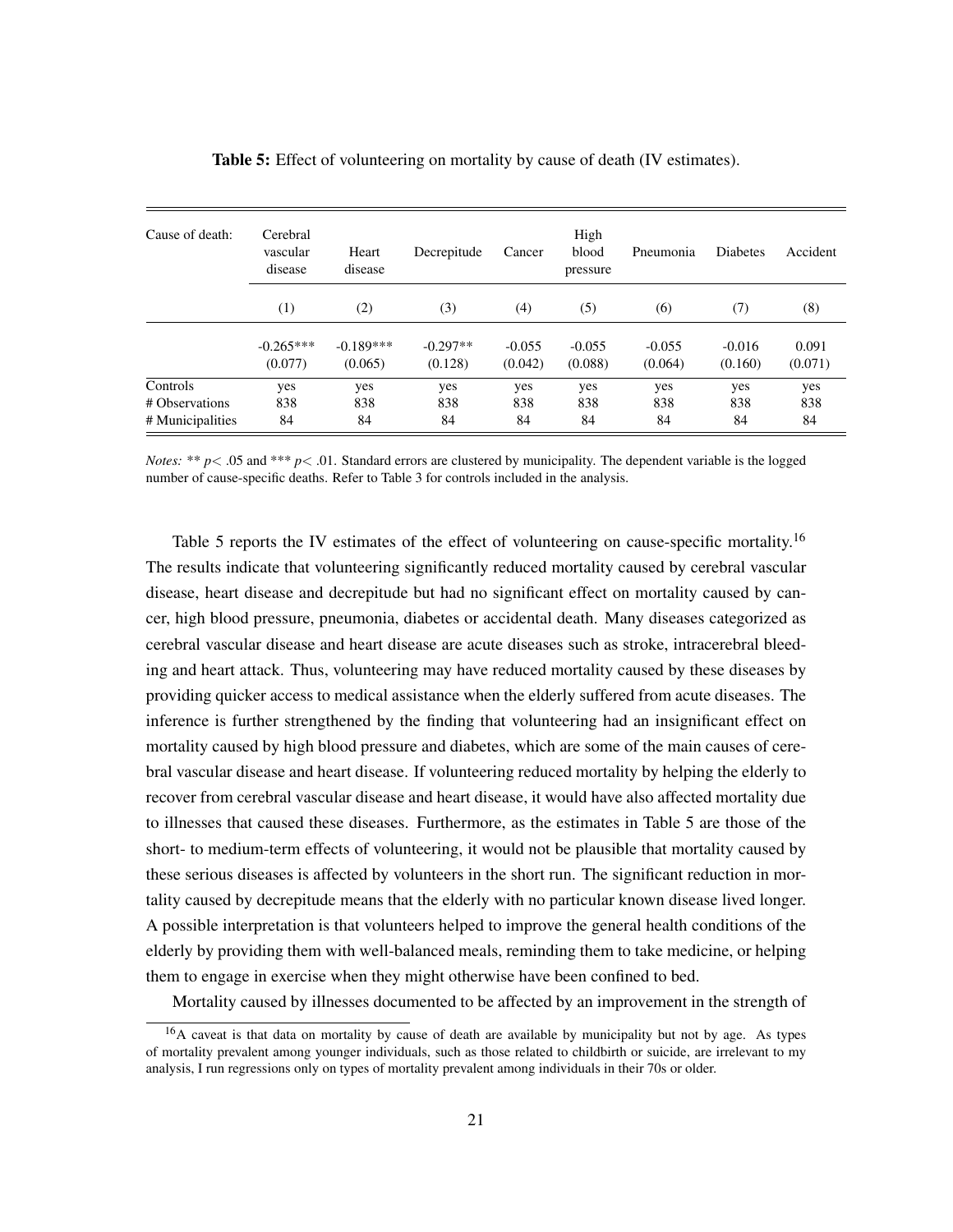**Table 5:** Effect of volunteering on mortality by cause of death (IV estimates).

| Cause of death: | Cerebral vascular disease | Heart disease | Decrepitude | Cancer | High blood pressure | Pneumonia | Diabetes | Accident |
|---|---|---|---|---|---|---|---|---|
| | (1) | (2) | (3) | (4) | (5) | (6) | (7) | (8) |
| | -0.265*** | -0.189*** | -0.297** | -0.055 | -0.055 | -0.055 | -0.016 | 0.091 |
| | (0.077) | (0.065) | (0.128) | (0.042) | (0.088) | (0.064) | (0.160) | (0.071) |
| Controls | yes | yes | yes | yes | yes | yes | yes | yes |
| # Observations | 838 | 838 | 838 | 838 | 838 | 838 | 838 | 838 |
| # Municipalities | 84 | 84 | 84 | 84 | 84 | 84 | 84 | 84 |

*Notes:* ** $p < .05$ and *** $p < .01$. Standard errors are clustered by municipality. The dependent variable is the logged number of cause-specific deaths. Refer to Table 3 for controls included in the analysis.

Table 5 reports the IV estimates of the effect of volunteering on cause-specific mortality.[16] The results indicate that volunteering significantly reduced mortality caused by cerebral vascular disease, heart disease and decrepitude but had no significant effect on mortality caused by cancer, high blood pressure, pneumonia, diabetes or accidental death. Many diseases categorized as cerebral vascular disease and heart disease are acute diseases such as stroke, intracerebral bleeding and heart attack. Thus, volunteering may have reduced mortality caused by these diseases by providing quicker access to medical assistance when the elderly suffered from acute diseases. The inference is further strengthened by the finding that volunteering had an insignificant effect on mortality caused by high blood pressure and diabetes, which are some of the main causes of cerebral vascular disease and heart disease. If volunteering reduced mortality by helping the elderly to recover from cerebral vascular disease and heart disease, it would have also affected mortality due to illnesses that caused these diseases. Furthermore, as the estimates in Table 5 are those of the short- to medium-term effects of volunteering, it would not be plausible that mortality caused by these serious diseases is affected by volunteers in the short run. The significant reduction in mortality caused by decrepitude means that the elderly with no particular known disease lived longer. A possible interpretation is that volunteers helped to improve the general health conditions of the elderly by providing them with well-balanced meals, reminding them to take medicine, or helping them to engage in exercise when they might otherwise have been confined to bed.

Mortality caused by illnesses documented to be affected by an improvement in the strength of

[16] A caveat is that data on mortality by cause of death are available by municipality but not by age. As types of mortality prevalent among younger individuals, such as those related to childbirth or suicide, are irrelevant to my analysis, I run regressions only on types of mortality prevalent among individuals in their 70s or older.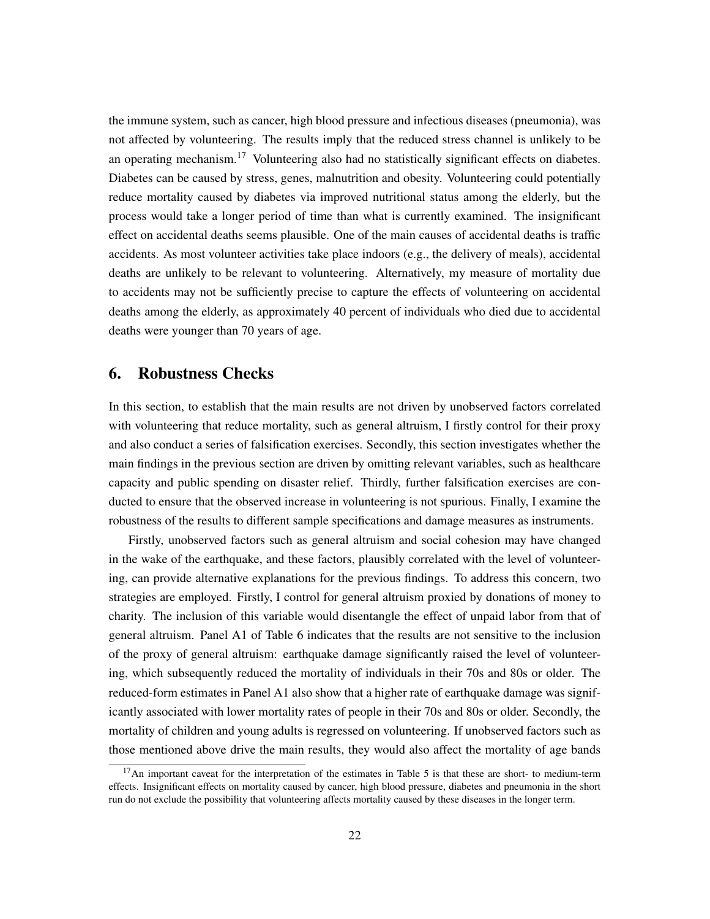the immune system, such as cancer, high blood pressure and infectious diseases (pneumonia), was not affected by volunteering. The results imply that the reduced stress channel is unlikely to be an operating mechanism.[17] Volunteering also had no statistically significant effects on diabetes. Diabetes can be caused by stress, genes, malnutrition and obesity. Volunteering could potentially reduce mortality caused by diabetes via improved nutritional status among the elderly, but the process would take a longer period of time than what is currently examined. The insignificant effect on accidental deaths seems plausible. One of the main causes of accidental deaths is traffic accidents. As most volunteer activities take place indoors (e.g., the delivery of meals), accidental deaths are unlikely to be relevant to volunteering. Alternatively, my measure of mortality due to accidents may not be sufficiently precise to capture the effects of volunteering on accidental deaths among the elderly, as approximately 40 percent of individuals who died due to accidental deaths were younger than 70 years of age.

## 6. Robustness Checks

In this section, to establish that the main results are not driven by unobserved factors correlated with volunteering that reduce mortality, such as general altruism, I firstly control for their proxy and also conduct a series of falsification exercises. Secondly, this section investigates whether the main findings in the previous section are driven by omitting relevant variables, such as healthcare capacity and public spending on disaster relief. Thirdly, further falsification exercises are conducted to ensure that the observed increase in volunteering is not spurious. Finally, I examine the robustness of the results to different sample specifications and damage measures as instruments.

Firstly, unobserved factors such as general altruism and social cohesion may have changed in the wake of the earthquake, and these factors, plausibly correlated with the level of volunteering, can provide alternative explanations for the previous findings. To address this concern, two strategies are employed. Firstly, I control for general altruism proxied by donations of money to charity. The inclusion of this variable would disentangle the effect of unpaid labor from that of general altruism. Panel A1 of Table 6 indicates that the results are not sensitive to the inclusion of the proxy of general altruism: earthquake damage significantly raised the level of volunteering, which subsequently reduced the mortality of individuals in their 70s and 80s or older. The reduced-form estimates in Panel A1 also show that a higher rate of earthquake damage was significantly associated with lower mortality rates of people in their 70s and 80s or older. Secondly, the mortality of children and young adults is regressed on volunteering. If unobserved factors such as those mentioned above drive the main results, they would also affect the mortality of age bands

[17] An important caveat for the interpretation of the estimates in Table 5 is that these are short- to medium-term effects. Insignificant effects on mortality caused by cancer, high blood pressure, diabetes and pneumonia in the short run do not exclude the possibility that volunteering affects mortality caused by these diseases in the longer term.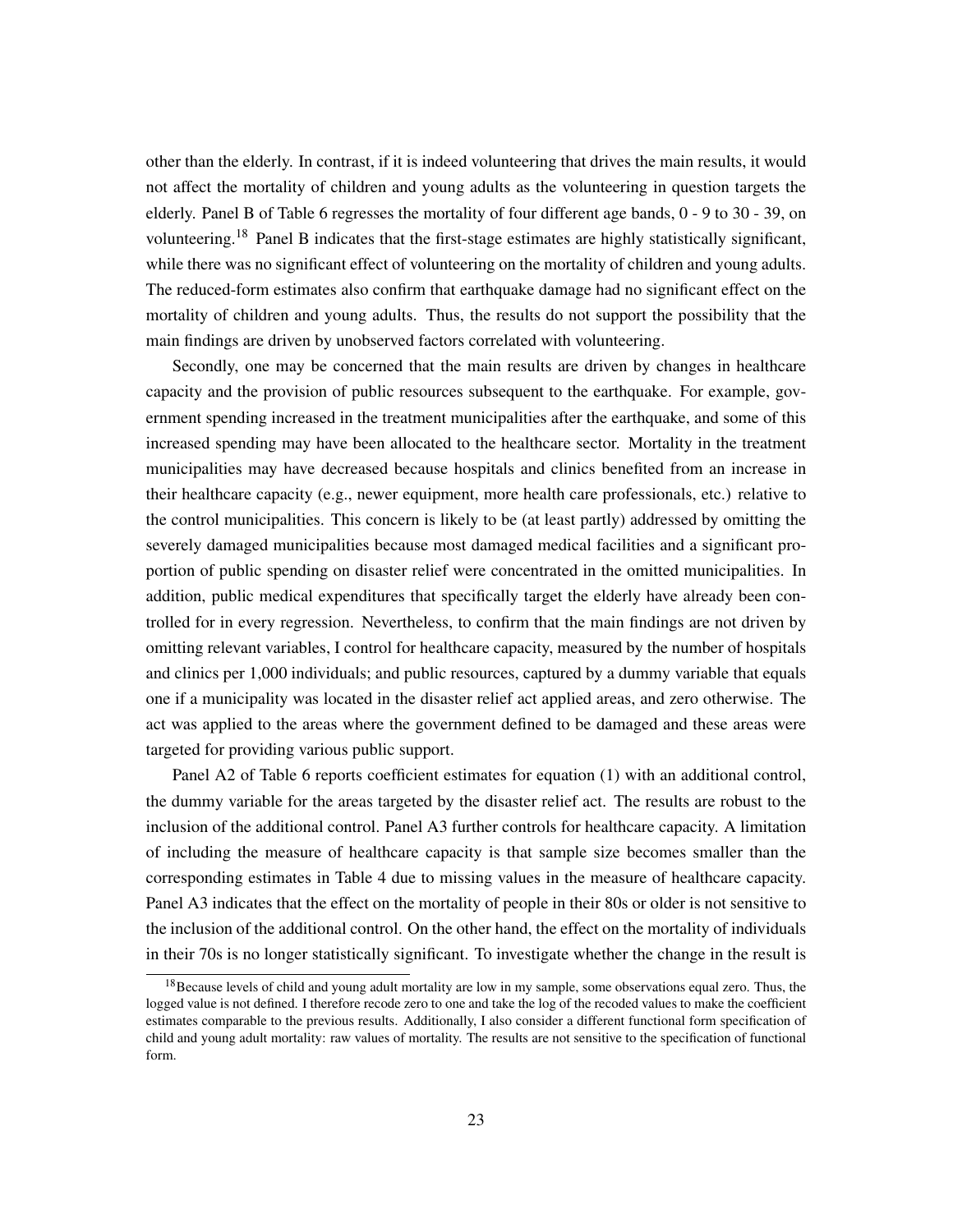other than the elderly. In contrast, if it is indeed volunteering that drives the main results, it would not affect the mortality of children and young adults as the volunteering in question targets the elderly. Panel B of Table 6 regresses the mortality of four different age bands, 0 - 9 to 30 - 39, on volunteering.[18] Panel B indicates that the first-stage estimates are highly statistically significant, while there was no significant effect of volunteering on the mortality of children and young adults. The reduced-form estimates also confirm that earthquake damage had no significant effect on the mortality of children and young adults. Thus, the results do not support the possibility that the main findings are driven by unobserved factors correlated with volunteering.

Secondly, one may be concerned that the main results are driven by changes in healthcare capacity and the provision of public resources subsequent to the earthquake. For example, government spending increased in the treatment municipalities after the earthquake, and some of this increased spending may have been allocated to the healthcare sector. Mortality in the treatment municipalities may have decreased because hospitals and clinics benefited from an increase in their healthcare capacity (e.g., newer equipment, more health care professionals, etc.) relative to the control municipalities. This concern is likely to be (at least partly) addressed by omitting the severely damaged municipalities because most damaged medical facilities and a significant proportion of public spending on disaster relief were concentrated in the omitted municipalities. In addition, public medical expenditures that specifically target the elderly have already been controlled for in every regression. Nevertheless, to confirm that the main findings are not driven by omitting relevant variables, I control for healthcare capacity, measured by the number of hospitals and clinics per 1,000 individuals; and public resources, captured by a dummy variable that equals one if a municipality was located in the disaster relief act applied areas, and zero otherwise. The act was applied to the areas where the government defined to be damaged and these areas were targeted for providing various public support.

Panel A2 of Table 6 reports coefficient estimates for equation (1) with an additional control, the dummy variable for the areas targeted by the disaster relief act. The results are robust to the inclusion of the additional control. Panel A3 further controls for healthcare capacity. A limitation of including the measure of healthcare capacity is that sample size becomes smaller than the corresponding estimates in Table 4 due to missing values in the measure of healthcare capacity. Panel A3 indicates that the effect on the mortality of people in their 80s or older is not sensitive to the inclusion of the additional control. On the other hand, the effect on the mortality of individuals in their 70s is no longer statistically significant. To investigate whether the change in the result is

[18] Because levels of child and young adult mortality are low in my sample, some observations equal zero. Thus, the logged value is not defined. I therefore recode zero to one and take the log of the recoded values to make the coefficient estimates comparable to the previous results. Additionally, I also consider a different functional form specification of child and young adult mortality: raw values of mortality. The results are not sensitive to the specification of functional form.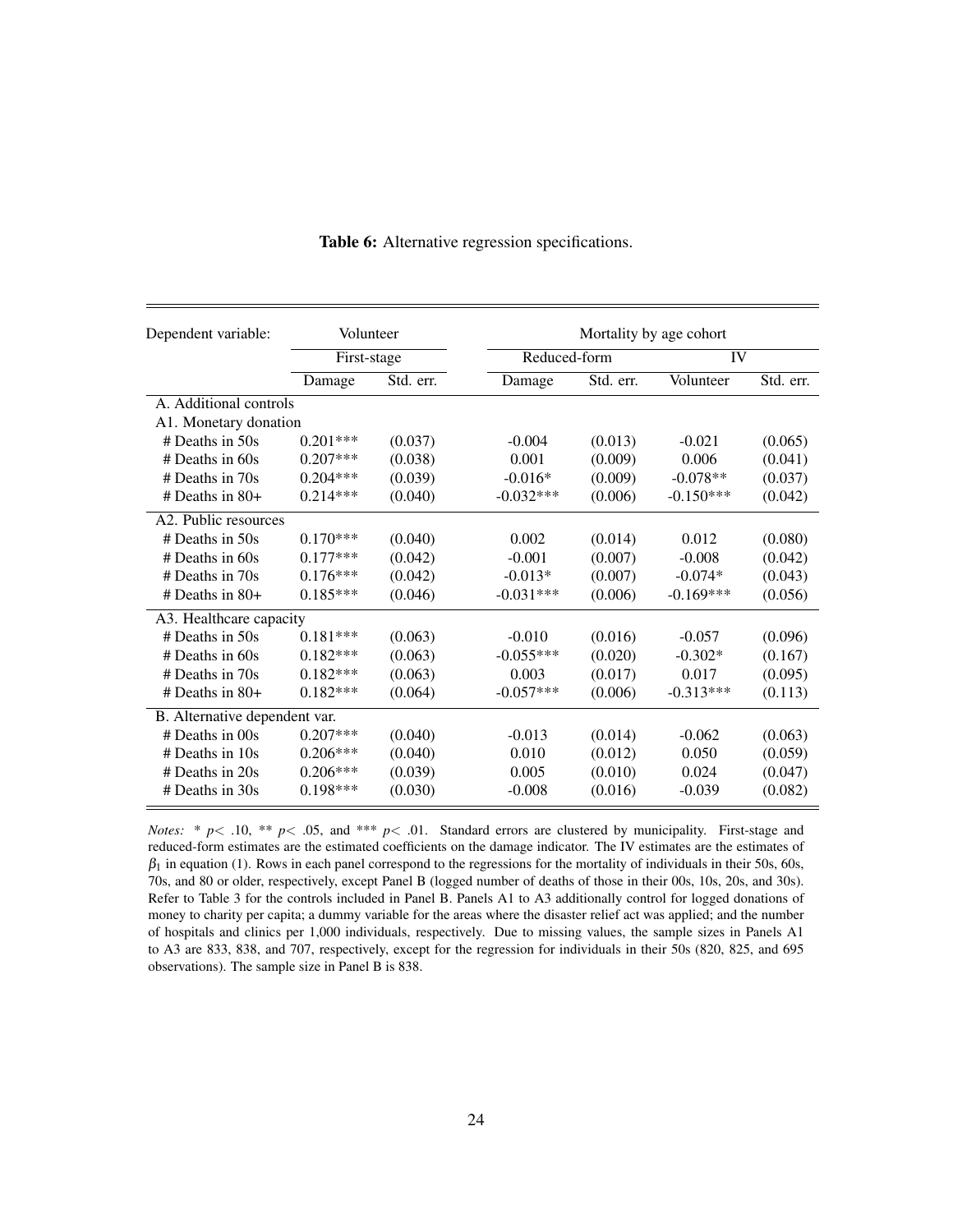**Table 6:** Alternative regression specifications.

| Dependent variable: | Volunteer | | Mortality by age cohort | | | |
|---|---|---|---|---|---|---|
| | First-stage | | Reduced-form | | IV | |
| | Damage | Std. err. | Damage | Std. err. | Volunteer | Std. err. |
| A. Additional controls | | | | | | |
| A1. Monetary donation | | | | | | |
| # Deaths in 50s | 0.201*** | (0.037) | -0.004 | (0.013) | -0.021 | (0.065) |
| # Deaths in 60s | 0.207*** | (0.038) | 0.001 | (0.009) | 0.006 | (0.041) |
| # Deaths in 70s | 0.204*** | (0.039) | -0.016* | (0.009) | -0.078** | (0.037) |
| # Deaths in 80+ | 0.214*** | (0.040) | -0.032*** | (0.006) | -0.150*** | (0.042) |
| A2. Public resources | | | | | | |
| # Deaths in 50s | 0.170*** | (0.040) | 0.002 | (0.014) | 0.012 | (0.080) |
| # Deaths in 60s | 0.177*** | (0.042) | -0.001 | (0.007) | -0.008 | (0.042) |
| # Deaths in 70s | 0.176*** | (0.042) | -0.013* | (0.007) | -0.074* | (0.043) |
| # Deaths in 80+ | 0.185*** | (0.046) | -0.031*** | (0.006) | -0.169*** | (0.056) |
| A3. Healthcare capacity | | | | | | |
| # Deaths in 50s | 0.181*** | (0.063) | -0.010 | (0.016) | -0.057 | (0.096) |
| # Deaths in 60s | 0.182*** | (0.063) | -0.055*** | (0.020) | -0.302* | (0.167) |
| # Deaths in 70s | 0.182*** | (0.063) | 0.003 | (0.017) | 0.017 | (0.095) |
| # Deaths in 80+ | 0.182*** | (0.064) | -0.057*** | (0.006) | -0.313*** | (0.113) |
| B. Alternative dependent var. | | | | | | |
| # Deaths in 00s | 0.207*** | (0.040) | -0.013 | (0.014) | -0.062 | (0.063) |
| # Deaths in 10s | 0.206*** | (0.040) | 0.010 | (0.012) | 0.050 | (0.059) |
| # Deaths in 20s | 0.206*** | (0.039) | 0.005 | (0.010) | 0.024 | (0.047) |
| # Deaths in 30s | 0.198*** | (0.030) | -0.008 | (0.016) | -0.039 | (0.082) |

*Notes:* * $p<$ .10, ** $p<$ .05, and *** $p<$ .01. Standard errors are clustered by municipality. First-stage and reduced-form estimates are the estimated coefficients on the damage indicator. The IV estimates are the estimates of $\beta_1$ in equation (1). Rows in each panel correspond to the regressions for the mortality of individuals in their 50s, 60s, 70s, and 80 or older, respectively, except Panel B (logged number of deaths of those in their 00s, 10s, 20s, and 30s). Refer to Table 3 for the controls included in Panel B. Panels A1 to A3 additionally control for logged donations of money to charity per capita; a dummy variable for the areas where the disaster relief act was applied; and the number of hospitals and clinics per 1,000 individuals, respectively. Due to missing values, the sample sizes in Panels A1 to A3 are 833, 838, and 707, respectively, except for the regression for individuals in their 50s (820, 825, and 695 observations). The sample size in Panel B is 838.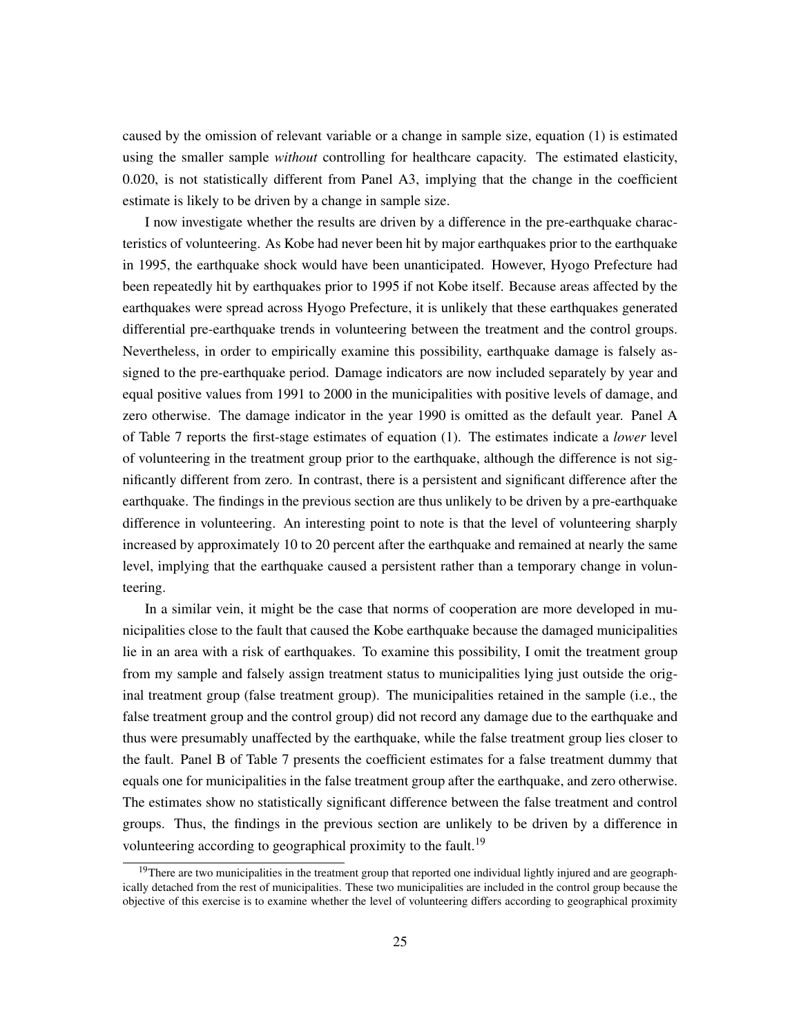caused by the omission of relevant variable or a change in sample size, equation (1) is estimated using the smaller sample *without* controlling for healthcare capacity. The estimated elasticity, 0.020, is not statistically different from Panel A3, implying that the change in the coefficient estimate is likely to be driven by a change in sample size.

I now investigate whether the results are driven by a difference in the pre-earthquake characteristics of volunteering. As Kobe had never been hit by major earthquakes prior to the earthquake in 1995, the earthquake shock would have been unanticipated. However, Hyogo Prefecture had been repeatedly hit by earthquakes prior to 1995 if not Kobe itself. Because areas affected by the earthquakes were spread across Hyogo Prefecture, it is unlikely that these earthquakes generated differential pre-earthquake trends in volunteering between the treatment and the control groups. Nevertheless, in order to empirically examine this possibility, earthquake damage is falsely assigned to the pre-earthquake period. Damage indicators are now included separately by year and equal positive values from 1991 to 2000 in the municipalities with positive levels of damage, and zero otherwise. The damage indicator in the year 1990 is omitted as the default year. Panel A of Table 7 reports the first-stage estimates of equation (1). The estimates indicate a *lower* level of volunteering in the treatment group prior to the earthquake, although the difference is not significantly different from zero. In contrast, there is a persistent and significant difference after the earthquake. The findings in the previous section are thus unlikely to be driven by a pre-earthquake difference in volunteering. An interesting point to note is that the level of volunteering sharply increased by approximately 10 to 20 percent after the earthquake and remained at nearly the same level, implying that the earthquake caused a persistent rather than a temporary change in volunteering.

In a similar vein, it might be the case that norms of cooperation are more developed in municipalities close to the fault that caused the Kobe earthquake because the damaged municipalities lie in an area with a risk of earthquakes. To examine this possibility, I omit the treatment group from my sample and falsely assign treatment status to municipalities lying just outside the original treatment group (false treatment group). The municipalities retained in the sample (i.e., the false treatment group and the control group) did not record any damage due to the earthquake and thus were presumably unaffected by the earthquake, while the false treatment group lies closer to the fault. Panel B of Table 7 presents the coefficient estimates for a false treatment dummy that equals one for municipalities in the false treatment group after the earthquake, and zero otherwise. The estimates show no statistically significant difference between the false treatment and control groups. Thus, the findings in the previous section are unlikely to be driven by a difference in volunteering according to geographical proximity to the fault.[19]

[19]There are two municipalities in the treatment group that reported one individual lightly injured and are geographically detached from the rest of municipalities. These two municipalities are included in the control group because the objective of this exercise is to examine whether the level of volunteering differs according to geographical proximity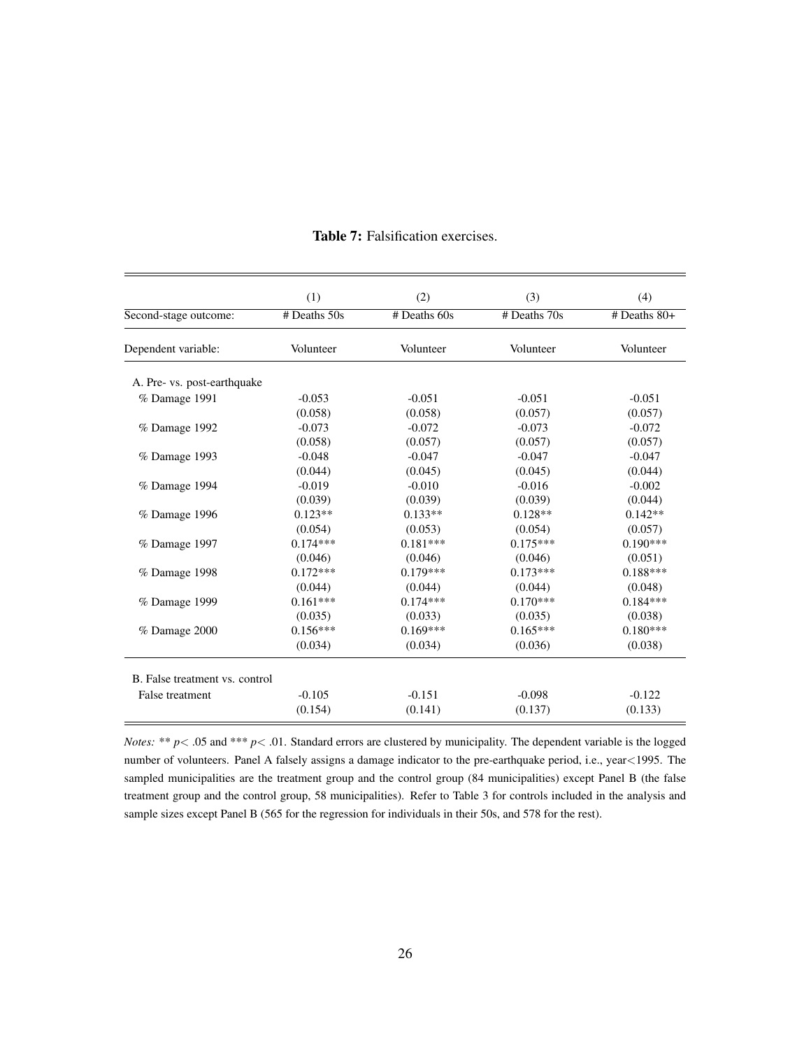**Table 7:** Falsification exercises.

| | (1) | (2) | (3) | (4) |
|---|---|---|---|---|
| Second-stage outcome: | # Deaths 50s | # Deaths 60s | # Deaths 70s | # Deaths 80+ |
| Dependent variable: | Volunteer | Volunteer | Volunteer | Volunteer |
| A. Pre- vs. post-earthquake | | | | |
| % Damage 1991 | -0.053 | -0.051 | -0.051 | -0.051 |
| | (0.058) | (0.058) | (0.057) | (0.057) |
| % Damage 1992 | -0.073 | -0.072 | -0.073 | -0.072 |
| | (0.058) | (0.057) | (0.057) | (0.057) |
| % Damage 1993 | -0.048 | -0.047 | -0.047 | -0.047 |
| | (0.044) | (0.045) | (0.045) | (0.044) |
| % Damage 1994 | -0.019 | -0.010 | -0.016 | -0.002 |
| | (0.039) | (0.039) | (0.039) | (0.044) |
| % Damage 1996 | 0.123** | 0.133** | 0.128** | 0.142** |
| | (0.054) | (0.053) | (0.054) | (0.057) |
| % Damage 1997 | 0.174*** | 0.181*** | 0.175*** | 0.190*** |
| | (0.046) | (0.046) | (0.046) | (0.051) |
| % Damage 1998 | 0.172*** | 0.179*** | 0.173*** | 0.188*** |
| | (0.044) | (0.044) | (0.044) | (0.048) |
| % Damage 1999 | 0.161*** | 0.174*** | 0.170*** | 0.184*** |
| | (0.035) | (0.033) | (0.035) | (0.038) |
| % Damage 2000 | 0.156*** | 0.169*** | 0.165*** | 0.180*** |
| | (0.034) | (0.034) | (0.036) | (0.038) |
| B. False treatment vs. control | | | | |
| False treatment | -0.105 | -0.151 | -0.098 | -0.122 |
| | (0.154) | (0.141) | (0.137) | (0.133) |

*Notes:* ** $p < .05$ and *** $p < .01$. Standard errors are clustered by municipality. The dependent variable is the logged number of volunteers. Panel A falsely assigns a damage indicator to the pre-earthquake period, i.e., year<1995. The sampled municipalities are the treatment group and the control group (84 municipalities) except Panel B (the false treatment group and the control group, 58 municipalities). Refer to Table 3 for controls included in the analysis and sample sizes except Panel B (565 for the regression for individuals in their 50s, and 578 for the rest).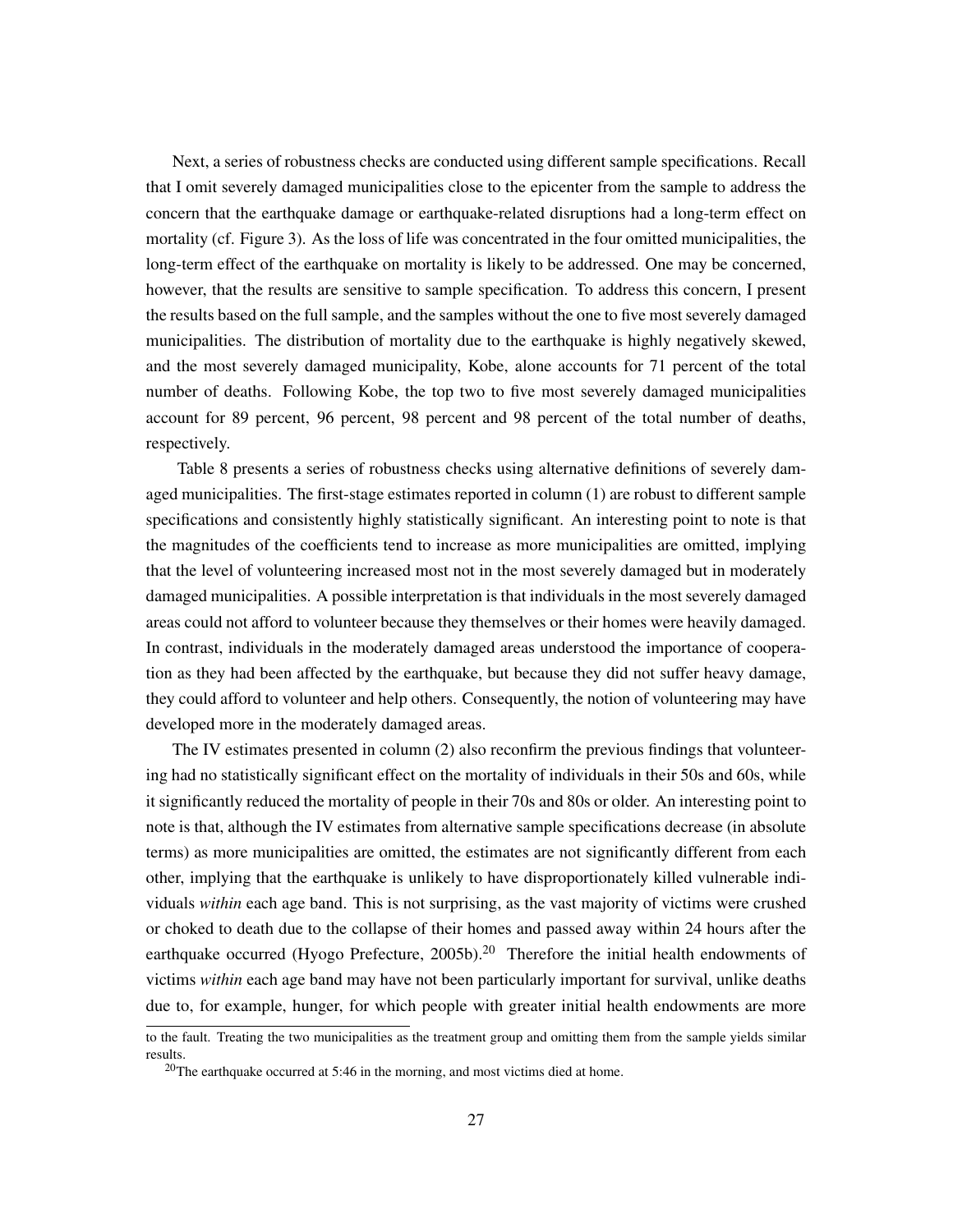Next, a series of robustness checks are conducted using different sample specifications. Recall that I omit severely damaged municipalities close to the epicenter from the sample to address the concern that the earthquake damage or earthquake-related disruptions had a long-term effect on mortality (cf. Figure 3). As the loss of life was concentrated in the four omitted municipalities, the long-term effect of the earthquake on mortality is likely to be addressed. One may be concerned, however, that the results are sensitive to sample specification. To address this concern, I present the results based on the full sample, and the samples without the one to five most severely damaged municipalities. The distribution of mortality due to the earthquake is highly negatively skewed, and the most severely damaged municipality, Kobe, alone accounts for 71 percent of the total number of deaths. Following Kobe, the top two to five most severely damaged municipalities account for 89 percent, 96 percent, 98 percent and 98 percent of the total number of deaths, respectively.

Table 8 presents a series of robustness checks using alternative definitions of severely damaged municipalities. The first-stage estimates reported in column (1) are robust to different sample specifications and consistently highly statistically significant. An interesting point to note is that the magnitudes of the coefficients tend to increase as more municipalities are omitted, implying that the level of volunteering increased most not in the most severely damaged but in moderately damaged municipalities. A possible interpretation is that individuals in the most severely damaged areas could not afford to volunteer because they themselves or their homes were heavily damaged. In contrast, individuals in the moderately damaged areas understood the importance of cooperation as they had been affected by the earthquake, but because they did not suffer heavy damage, they could afford to volunteer and help others. Consequently, the notion of volunteering may have developed more in the moderately damaged areas.

The IV estimates presented in column (2) also reconfirm the previous findings that volunteering had no statistically significant effect on the mortality of individuals in their 50s and 60s, while it significantly reduced the mortality of people in their 70s and 80s or older. An interesting point to note is that, although the IV estimates from alternative sample specifications decrease (in absolute terms) as more municipalities are omitted, the estimates are not significantly different from each other, implying that the earthquake is unlikely to have disproportionately killed vulnerable individuals *within* each age band. This is not surprising, as the vast majority of victims were crushed or choked to death due to the collapse of their homes and passed away within 24 hours after the earthquake occurred (Hyogo Prefecture, 2005b).[20] Therefore the initial health endowments of victims *within* each age band may have not been particularly important for survival, unlike deaths due to, for example, hunger, for which people with greater initial health endowments are more

to the fault. Treating the two municipalities as the treatment group and omitting them from the sample yields similar results.

[20]The earthquake occurred at 5:46 in the morning, and most victims died at home.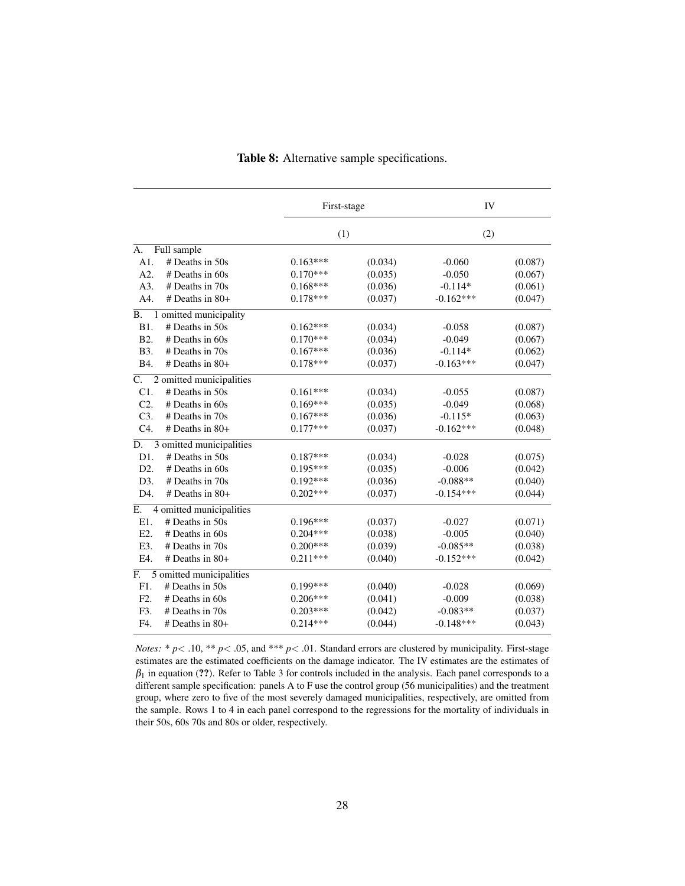**Table 8:** Alternative sample specifications.

| | First-stage | | IV | |
|---|---|---|---|---|
| | (1) | | (2) | |
| **A. Full sample** | | | | |
| A1. # Deaths in 50s | 0.163*** | (0.034) | -0.060 | (0.087) |
| A2. # Deaths in 60s | 0.170*** | (0.035) | -0.050 | (0.067) |
| A3. # Deaths in 70s | 0.168*** | (0.036) | -0.114* | (0.061) |
| A4. # Deaths in 80+ | 0.178*** | (0.037) | -0.162*** | (0.047) |
| **B. 1 omitted municipality** | | | | |
| B1. # Deaths in 50s | 0.162*** | (0.034) | -0.058 | (0.087) |
| B2. # Deaths in 60s | 0.170*** | (0.034) | -0.049 | (0.067) |
| B3. # Deaths in 70s | 0.167*** | (0.036) | -0.114* | (0.062) |
| B4. # Deaths in 80+ | 0.178*** | (0.037) | -0.163*** | (0.047) |
| **C. 2 omitted municipalities** | | | | |
| C1. # Deaths in 50s | 0.161*** | (0.034) | -0.055 | (0.087) |
| C2. # Deaths in 60s | 0.169*** | (0.035) | -0.049 | (0.068) |
| C3. # Deaths in 70s | 0.167*** | (0.036) | -0.115* | (0.063) |
| C4. # Deaths in 80+ | 0.177*** | (0.037) | -0.162*** | (0.048) |
| **D. 3 omitted municipalities** | | | | |
| D1. # Deaths in 50s | 0.187*** | (0.034) | -0.028 | (0.075) |
| D2. # Deaths in 60s | 0.195*** | (0.035) | -0.006 | (0.042) |
| D3. # Deaths in 70s | 0.192*** | (0.036) | -0.088** | (0.040) |
| D4. # Deaths in 80+ | 0.202*** | (0.037) | -0.154*** | (0.044) |
| **E. 4 omitted municipalities** | | | | |
| E1. # Deaths in 50s | 0.196*** | (0.037) | -0.027 | (0.071) |
| E2. # Deaths in 60s | 0.204*** | (0.038) | -0.005 | (0.040) |
| E3. # Deaths in 70s | 0.200*** | (0.039) | -0.085** | (0.038) |
| E4. # Deaths in 80+ | 0.211*** | (0.040) | -0.152*** | (0.042) |
| **F. 5 omitted municipalities** | | | | |
| F1. # Deaths in 50s | 0.199*** | (0.040) | -0.028 | (0.069) |
| F2. # Deaths in 60s | 0.206*** | (0.041) | -0.009 | (0.038) |
| F3. # Deaths in 70s | 0.203*** | (0.042) | -0.083** | (0.037) |
| F4. # Deaths in 80+ | 0.214*** | (0.044) | -0.148*** | (0.043) |

*Notes:* * $p<.10$, ** $p<.05$, and *** $p<.01$. Standard errors are clustered by municipality. First-stage estimates are the estimated coefficients on the damage indicator. The IV estimates are the estimates of $\beta_1$ in equation (**??**). Refer to Table 3 for controls included in the analysis. Each panel corresponds to a different sample specification: panels A to F use the control group (56 municipalities) and the treatment group, where zero to five of the most severely damaged municipalities, respectively, are omitted from the sample. Rows 1 to 4 in each panel correspond to the regressions for the mortality of individuals in their 50s, 60s 70s and 80s or older, respectively.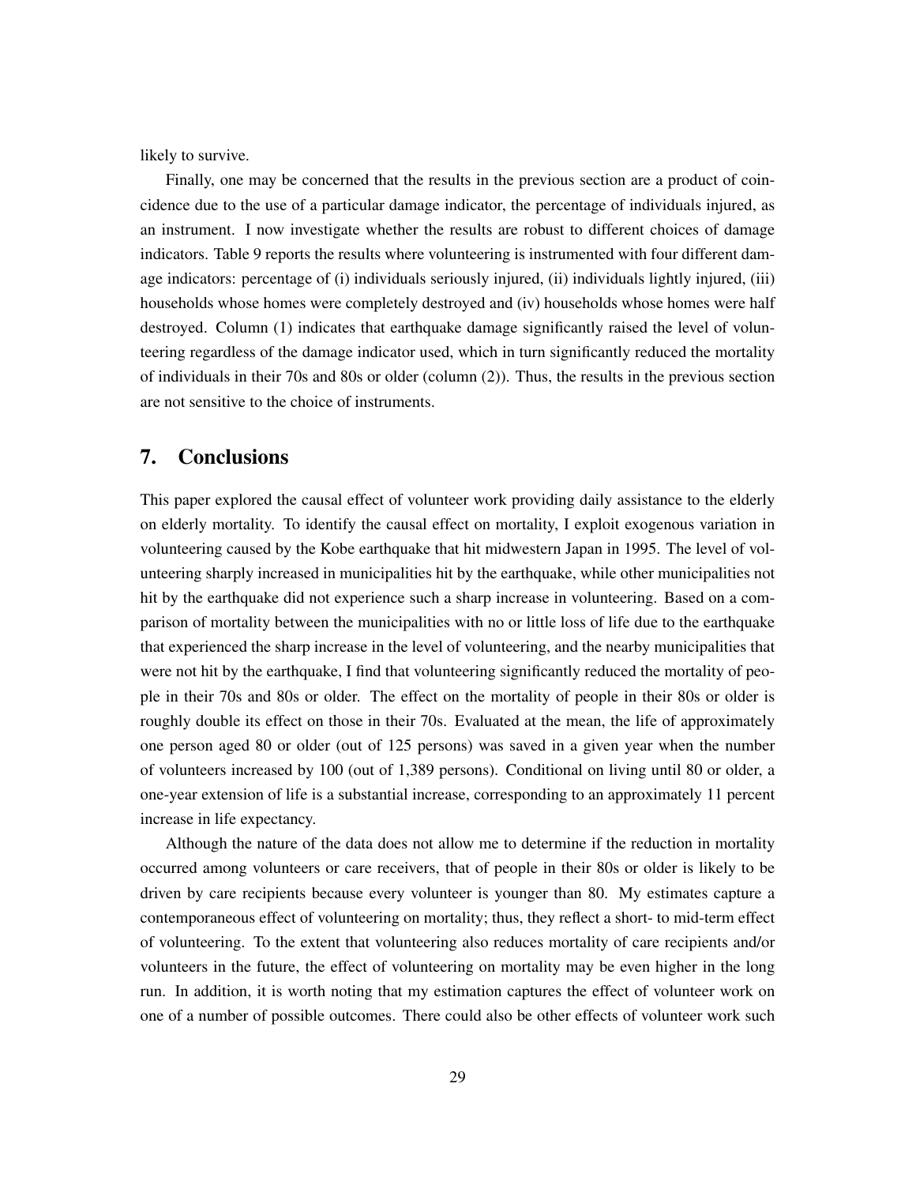likely to survive.

Finally, one may be concerned that the results in the previous section are a product of coincidence due to the use of a particular damage indicator, the percentage of individuals injured, as an instrument. I now investigate whether the results are robust to different choices of damage indicators. Table 9 reports the results where volunteering is instrumented with four different damage indicators: percentage of (i) individuals seriously injured, (ii) individuals lightly injured, (iii) households whose homes were completely destroyed and (iv) households whose homes were half destroyed. Column (1) indicates that earthquake damage significantly raised the level of volunteering regardless of the damage indicator used, which in turn significantly reduced the mortality of individuals in their 70s and 80s or older (column (2)). Thus, the results in the previous section are not sensitive to the choice of instruments.

## 7. Conclusions

This paper explored the causal effect of volunteer work providing daily assistance to the elderly on elderly mortality. To identify the causal effect on mortality, I exploit exogenous variation in volunteering caused by the Kobe earthquake that hit midwestern Japan in 1995. The level of volunteering sharply increased in municipalities hit by the earthquake, while other municipalities not hit by the earthquake did not experience such a sharp increase in volunteering. Based on a comparison of mortality between the municipalities with no or little loss of life due to the earthquake that experienced the sharp increase in the level of volunteering, and the nearby municipalities that were not hit by the earthquake, I find that volunteering significantly reduced the mortality of people in their 70s and 80s or older. The effect on the mortality of people in their 80s or older is roughly double its effect on those in their 70s. Evaluated at the mean, the life of approximately one person aged 80 or older (out of 125 persons) was saved in a given year when the number of volunteers increased by 100 (out of 1,389 persons). Conditional on living until 80 or older, a one-year extension of life is a substantial increase, corresponding to an approximately 11 percent increase in life expectancy.

Although the nature of the data does not allow me to determine if the reduction in mortality occurred among volunteers or care receivers, that of people in their 80s or older is likely to be driven by care recipients because every volunteer is younger than 80. My estimates capture a contemporaneous effect of volunteering on mortality; thus, they reflect a short- to mid-term effect of volunteering. To the extent that volunteering also reduces mortality of care recipients and/or volunteers in the future, the effect of volunteering on mortality may be even higher in the long run. In addition, it is worth noting that my estimation captures the effect of volunteer work on one of a number of possible outcomes. There could also be other effects of volunteer work such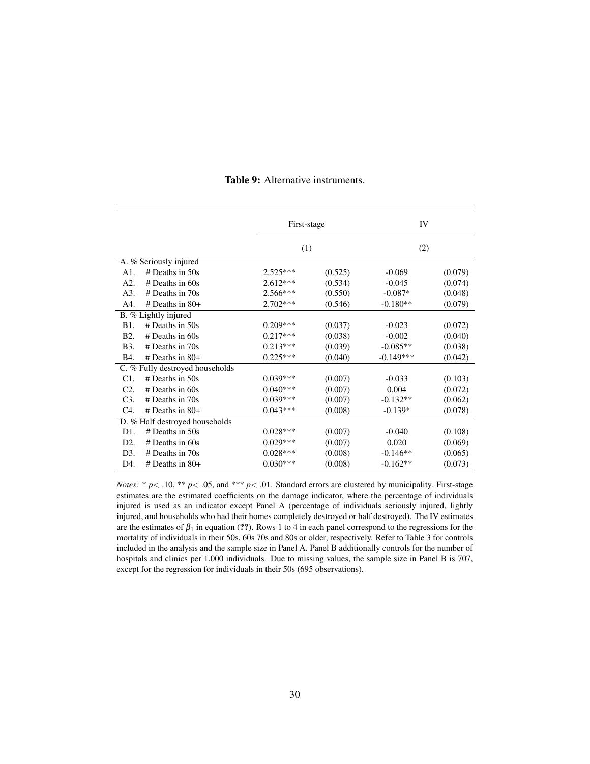**Table 9:** Alternative instruments.

| | | First-stage | | IV | |
|---|---|---|---|---|---|
| | | (1) | | (2) | |
| A. % Seriously injured | | | | | |
| A1. | # Deaths in 50s | 2.525*** | (0.525) | -0.069 | (0.079) |
| A2. | # Deaths in 60s | 2.612*** | (0.534) | -0.045 | (0.074) |
| A3. | # Deaths in 70s | 2.566*** | (0.550) | -0.087* | (0.048) |
| A4. | # Deaths in 80+ | 2.702*** | (0.546) | -0.180** | (0.079) |
| B. % Lightly injured | | | | | |
| B1. | # Deaths in 50s | 0.209*** | (0.037) | -0.023 | (0.072) |
| B2. | # Deaths in 60s | 0.217*** | (0.038) | -0.002 | (0.040) |
| B3. | # Deaths in 70s | 0.213*** | (0.039) | -0.085** | (0.038) |
| B4. | # Deaths in 80+ | 0.225*** | (0.040) | -0.149*** | (0.042) |
| C. % Fully destroyed households | | | | | |
| C1. | # Deaths in 50s | 0.039*** | (0.007) | -0.033 | (0.103) |
| C2. | # Deaths in 60s | 0.040*** | (0.007) | 0.004 | (0.072) |
| C3. | # Deaths in 70s | 0.039*** | (0.007) | -0.132** | (0.062) |
| C4. | # Deaths in 80+ | 0.043*** | (0.008) | -0.139* | (0.078) |
| D. % Half destroyed households | | | | | |
| D1. | # Deaths in 50s | 0.028*** | (0.007) | -0.040 | (0.108) |
| D2. | # Deaths in 60s | 0.029*** | (0.007) | 0.020 | (0.069) |
| D3. | # Deaths in 70s | 0.028*** | (0.008) | -0.146** | (0.065) |
| D4. | # Deaths in 80+ | 0.030*** | (0.008) | -0.162** | (0.073) |

*Notes:* * $p < .10$, ** $p < .05$, and *** $p < .01$. Standard errors are clustered by municipality. First-stage estimates are the estimated coefficients on the damage indicator, where the percentage of individuals injured is used as an indicator except Panel A (percentage of individuals seriously injured, lightly injured, and households who had their homes completely destroyed or half destroyed). The IV estimates are the estimates of $\beta_1$ in equation (**??**). Rows 1 to 4 in each panel correspond to the regressions for the mortality of individuals in their 50s, 60s 70s and 80s or older, respectively. Refer to Table 3 for controls included in the analysis and the sample size in Panel A. Panel B additionally controls for the number of hospitals and clinics per 1,000 individuals. Due to missing values, the sample size in Panel B is 707, except for the regression for individuals in their 50s (695 observations).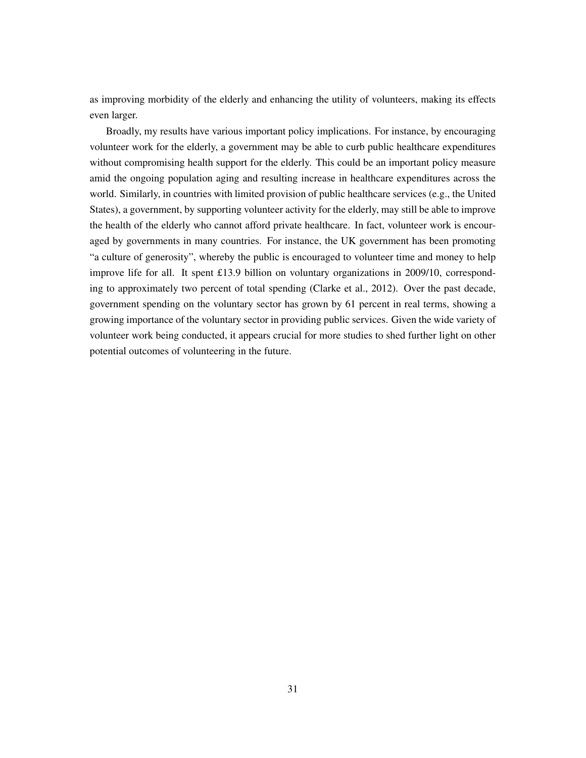as improving morbidity of the elderly and enhancing the utility of volunteers, making its effects even larger.

Broadly, my results have various important policy implications. For instance, by encouraging volunteer work for the elderly, a government may be able to curb public healthcare expenditures without compromising health support for the elderly. This could be an important policy measure amid the ongoing population aging and resulting increase in healthcare expenditures across the world. Similarly, in countries with limited provision of public healthcare services (e.g., the United States), a government, by supporting volunteer activity for the elderly, may still be able to improve the health of the elderly who cannot afford private healthcare. In fact, volunteer work is encouraged by governments in many countries. For instance, the UK government has been promoting "a culture of generosity", whereby the public is encouraged to volunteer time and money to help improve life for all. It spent £13.9 billion on voluntary organizations in 2009/10, corresponding to approximately two percent of total spending (Clarke et al., 2012). Over the past decade, government spending on the voluntary sector has grown by 61 percent in real terms, showing a growing importance of the voluntary sector in providing public services. Given the wide variety of volunteer work being conducted, it appears crucial for more studies to shed further light on other potential outcomes of volunteering in the future.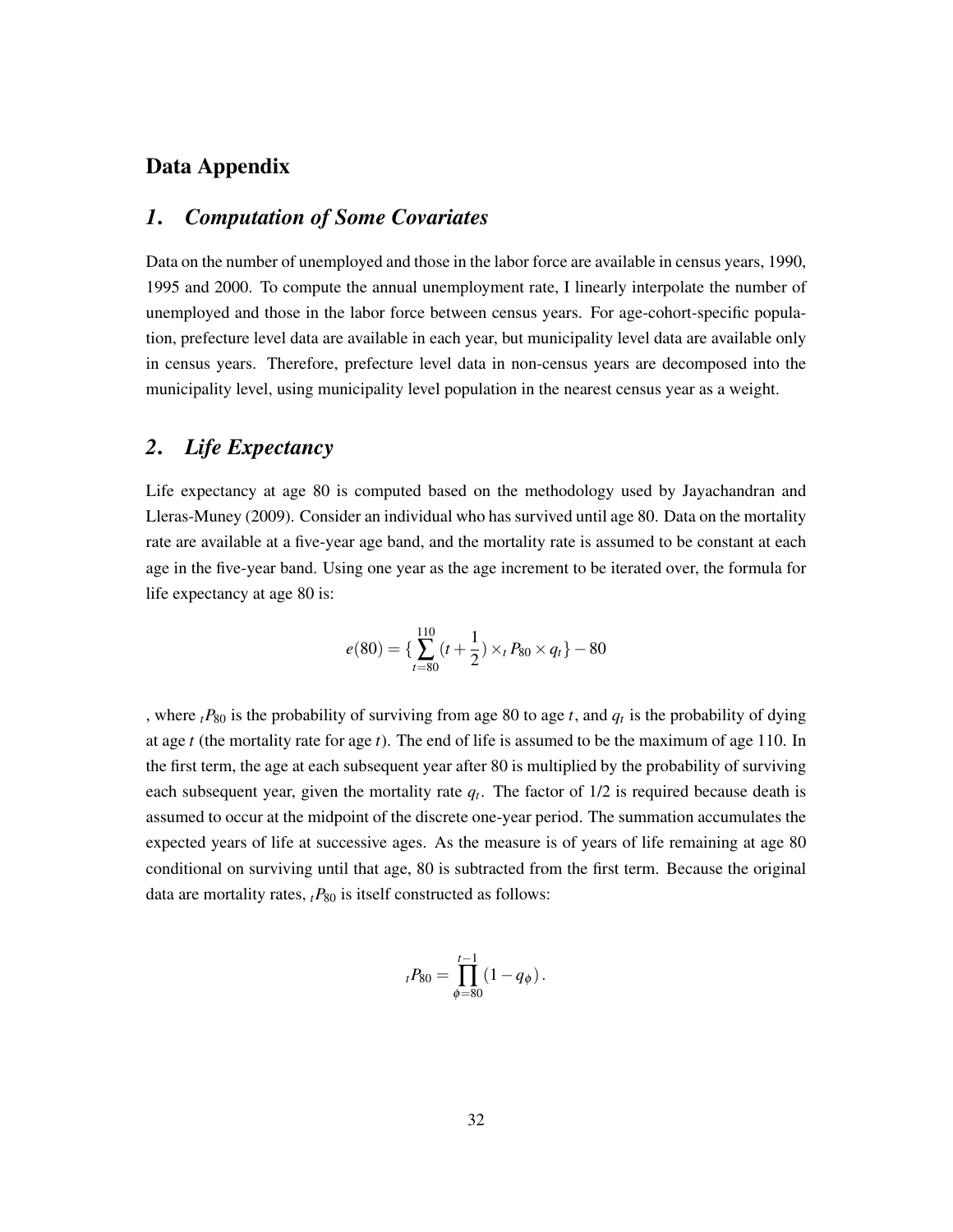# Data Appendix

## *1. Computation of Some Covariates*

Data on the number of unemployed and those in the labor force are available in census years, 1990, 1995 and 2000. To compute the annual unemployment rate, I linearly interpolate the number of unemployed and those in the labor force between census years. For age-cohort-specific population, prefecture level data are available in each year, but municipality level data are available only in census years. Therefore, prefecture level data in non-census years are decomposed into the municipality level, using municipality level population in the nearest census year as a weight.

## *2. Life Expectancy*

Life expectancy at age 80 is computed based on the methodology used by Jayachandran and Lleras-Muney (2009). Consider an individual who has survived until age 80. Data on the mortality rate are available at a five-year age band, and the mortality rate is assumed to be constant at each age in the five-year band. Using one year as the age increment to be iterated over, the formula for life expectancy at age 80 is:

$$e(80) = \{\sum_{t=80}^{110} (t + \frac{1}{2}) \times {}_tP_{80} \times q_t\} - 80$$

, where ${}_tP_{80}$ is the probability of surviving from age 80 to age $t$, and $q_t$ is the probability of dying at age $t$ (the mortality rate for age $t$). The end of life is assumed to be the maximum of age 110. In the first term, the age at each subsequent year after 80 is multiplied by the probability of surviving each subsequent year, given the mortality rate $q_t$. The factor of 1/2 is required because death is assumed to occur at the midpoint of the discrete one-year period. The summation accumulates the expected years of life at successive ages. As the measure is of years of life remaining at age 80 conditional on surviving until that age, 80 is subtracted from the first term. Because the original data are mortality rates, ${}_tP_{80}$ is itself constructed as follows:

$${}_tP_{80} = \prod_{\phi=80}^{t-1} (1 - q_\phi).$$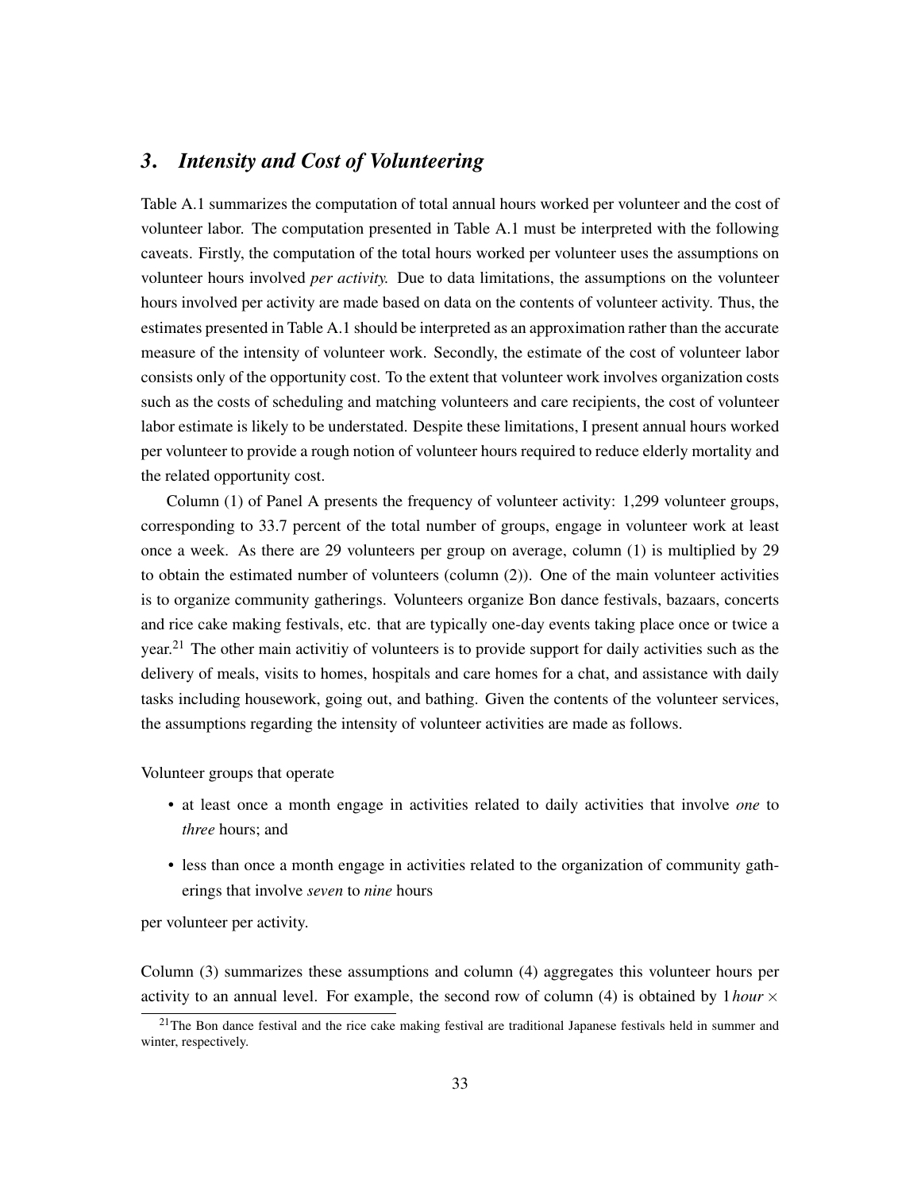## *3. Intensity and Cost of Volunteering*

Table A.1 summarizes the computation of total annual hours worked per volunteer and the cost of volunteer labor. The computation presented in Table A.1 must be interpreted with the following caveats. Firstly, the computation of the total hours worked per volunteer uses the assumptions on volunteer hours involved *per activity.* Due to data limitations, the assumptions on the volunteer hours involved per activity are made based on data on the contents of volunteer activity. Thus, the estimates presented in Table A.1 should be interpreted as an approximation rather than the accurate measure of the intensity of volunteer work. Secondly, the estimate of the cost of volunteer labor consists only of the opportunity cost. To the extent that volunteer work involves organization costs such as the costs of scheduling and matching volunteers and care recipients, the cost of volunteer labor estimate is likely to be understated. Despite these limitations, I present annual hours worked per volunteer to provide a rough notion of volunteer hours required to reduce elderly mortality and the related opportunity cost.

Column (1) of Panel A presents the frequency of volunteer activity: 1,299 volunteer groups, corresponding to 33.7 percent of the total number of groups, engage in volunteer work at least once a week. As there are 29 volunteers per group on average, column (1) is multiplied by 29 to obtain the estimated number of volunteers (column (2)). One of the main volunteer activities is to organize community gatherings. Volunteers organize Bon dance festivals, bazaars, concerts and rice cake making festivals, etc. that are typically one-day events taking place once or twice a year.[21] The other main activitiy of volunteers is to provide support for daily activities such as the delivery of meals, visits to homes, hospitals and care homes for a chat, and assistance with daily tasks including housework, going out, and bathing. Given the contents of the volunteer services, the assumptions regarding the intensity of volunteer activities are made as follows.

Volunteer groups that operate

- at least once a month engage in activities related to daily activities that involve *one* to *three* hours; and
- less than once a month engage in activities related to the organization of community gatherings that involve *seven* to *nine* hours

per volunteer per activity.

Column (3) summarizes these assumptions and column (4) aggregates this volunteer hours per activity to an annual level. For example, the second row of column (4) is obtained by $1\,hour \times$

[21]The Bon dance festival and the rice cake making festival are traditional Japanese festivals held in summer and winter, respectively.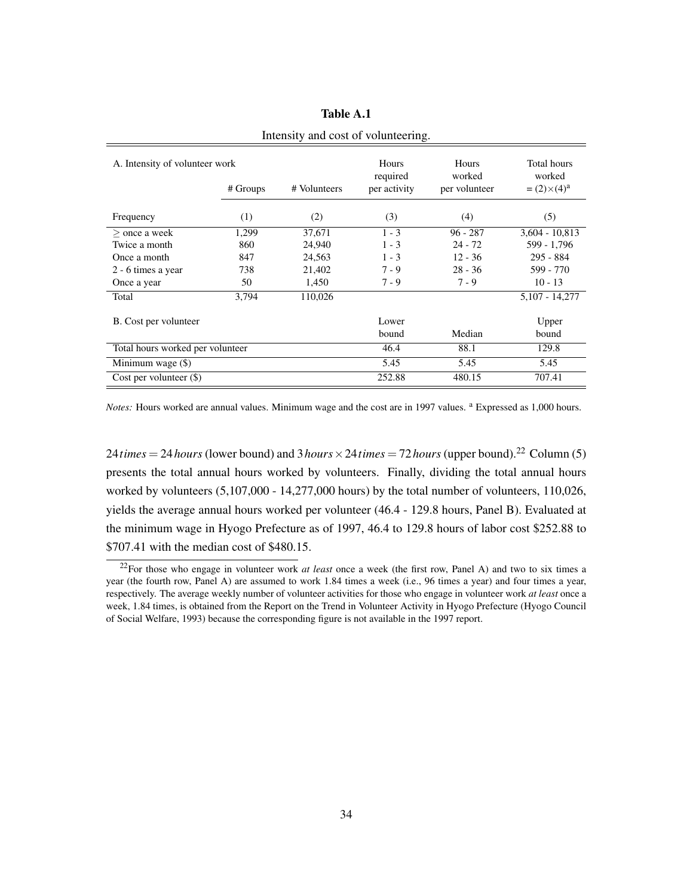**Table A.1**

Intensity and cost of volunteering.

| A. Intensity of volunteer work | # Groups | # Volunteers | Hours required per activity | Hours worked per volunteer | Total hours worked = (2)×(4)[a] |
|---|---|---|---|---|---|
| Frequency | (1) | (2) | (3) | (4) | (5) |
| ≥ once a week | 1,299 | 37,671 | 1 - 3 | 96 - 287 | 3,604 - 10,813 |
| Twice a month | 860 | 24,940 | 1 - 3 | 24 - 72 | 599 - 1,796 |
| Once a month | 847 | 24,563 | 1 - 3 | 12 - 36 | 295 - 884 |
| 2 - 6 times a year | 738 | 21,402 | 7 - 9 | 28 - 36 | 599 - 770 |
| Once a year | 50 | 1,450 | 7 - 9 | 7 - 9 | 10 - 13 |
| Total | 3,794 | 110,026 | | | 5,107 - 14,277 |

| B. Cost per volunteer | Lower bound | Median | Upper bound |
|---|---|---|---|
| Total hours worked per volunteer | 46.4 | 88.1 | 129.8 |
| Minimum wage ($) | 5.45 | 5.45 | 5.45 |
| Cost per volunteer ($) | 252.88 | 480.15 | 707.41 |

*Notes:* Hours worked are annual values. Minimum wage and the cost are in 1997 values. [a] Expressed as 1,000 hours.

$24\,times = 24\,hours$ (lower bound) and $3\,hours \times 24\,times = 72\,hours$ (upper bound).[22] Column (5) presents the total annual hours worked by volunteers. Finally, dividing the total annual hours worked by volunteers (5,107,000 - 14,277,000 hours) by the total number of volunteers, 110,026, yields the average annual hours worked per volunteer (46.4 - 129.8 hours, Panel B). Evaluated at the minimum wage in Hyogo Prefecture as of 1997, 46.4 to 129.8 hours of labor cost \$252.88 to \$707.41 with the median cost of \$480.15.

[22] For those who engage in volunteer work *at least* once a week (the first row, Panel A) and two to six times a year (the fourth row, Panel A) are assumed to work 1.84 times a week (i.e., 96 times a year) and four times a year, respectively. The average weekly number of volunteer activities for those who engage in volunteer work *at least* once a week, 1.84 times, is obtained from the Report on the Trend in Volunteer Activity in Hyogo Prefecture (Hyogo Council of Social Welfare, 1993) because the corresponding figure is not available in the 1997 report.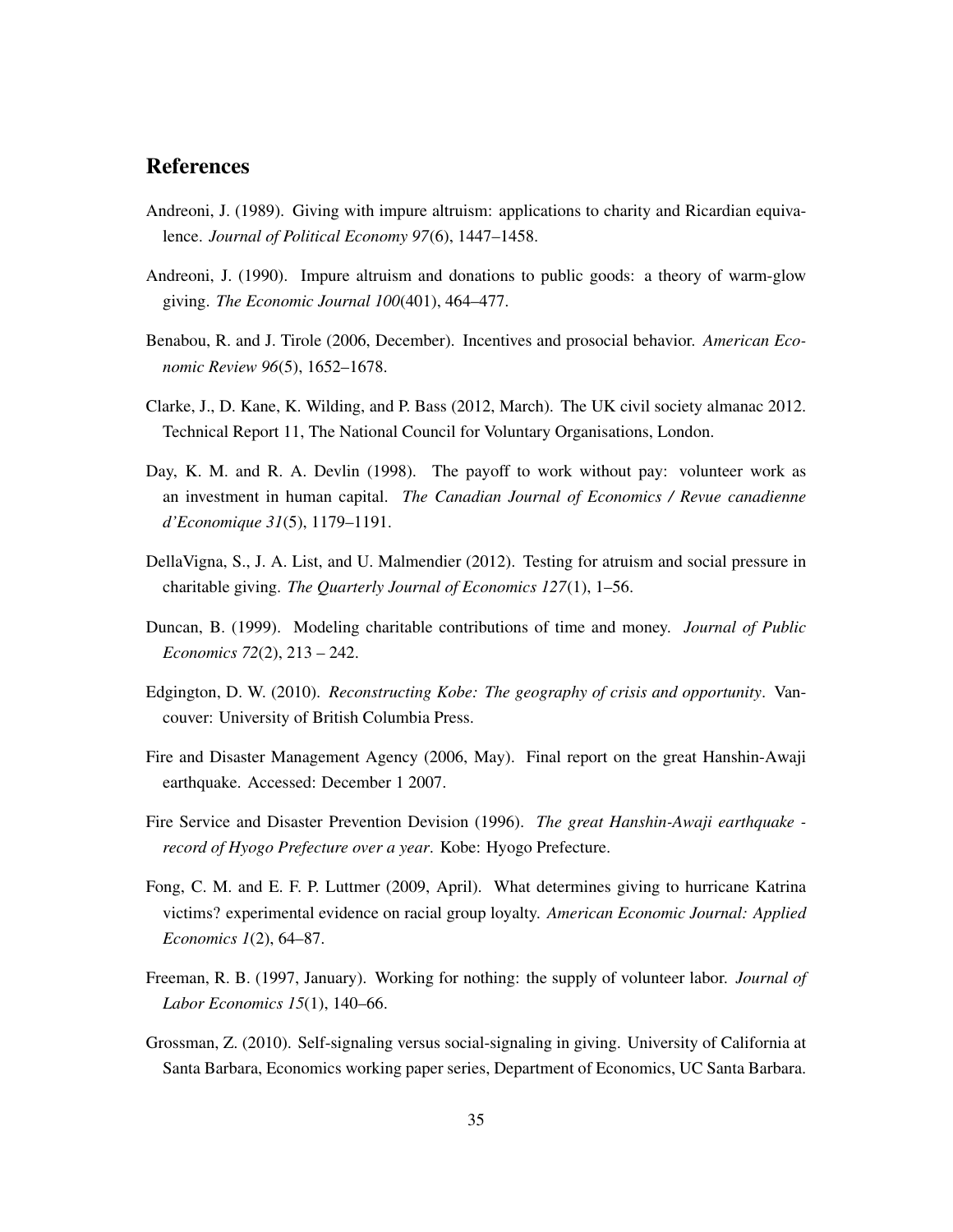## References

Andreoni, J. (1989). Giving with impure altruism: applications to charity and Ricardian equivalence. *Journal of Political Economy 97*(6), 1447–1458.

Andreoni, J. (1990). Impure altruism and donations to public goods: a theory of warm-glow giving. *The Economic Journal 100*(401), 464–477.

Benabou, R. and J. Tirole (2006, December). Incentives and prosocial behavior. *American Economic Review 96*(5), 1652–1678.

Clarke, J., D. Kane, K. Wilding, and P. Bass (2012, March). The UK civil society almanac 2012. Technical Report 11, The National Council for Voluntary Organisations, London.

Day, K. M. and R. A. Devlin (1998). The payoff to work without pay: volunteer work as an investment in human capital. *The Canadian Journal of Economics / Revue canadienne d'Economique 31*(5), 1179–1191.

DellaVigna, S., J. A. List, and U. Malmendier (2012). Testing for atruism and social pressure in charitable giving. *The Quarterly Journal of Economics 127*(1), 1–56.

Duncan, B. (1999). Modeling charitable contributions of time and money. *Journal of Public Economics 72*(2), 213 – 242.

Edgington, D. W. (2010). *Reconstructing Kobe: The geography of crisis and opportunity*. Vancouver: University of British Columbia Press.

Fire and Disaster Management Agency (2006, May). Final report on the great Hanshin-Awaji earthquake. Accessed: December 1 2007.

Fire Service and Disaster Prevention Devision (1996). *The great Hanshin-Awaji earthquake - record of Hyogo Prefecture over a year*. Kobe: Hyogo Prefecture.

Fong, C. M. and E. F. P. Luttmer (2009, April). What determines giving to hurricane Katrina victims? experimental evidence on racial group loyalty. *American Economic Journal: Applied Economics 1*(2), 64–87.

Freeman, R. B. (1997, January). Working for nothing: the supply of volunteer labor. *Journal of Labor Economics 15*(1), 140–66.

Grossman, Z. (2010). Self-signaling versus social-signaling in giving. University of California at Santa Barbara, Economics working paper series, Department of Economics, UC Santa Barbara.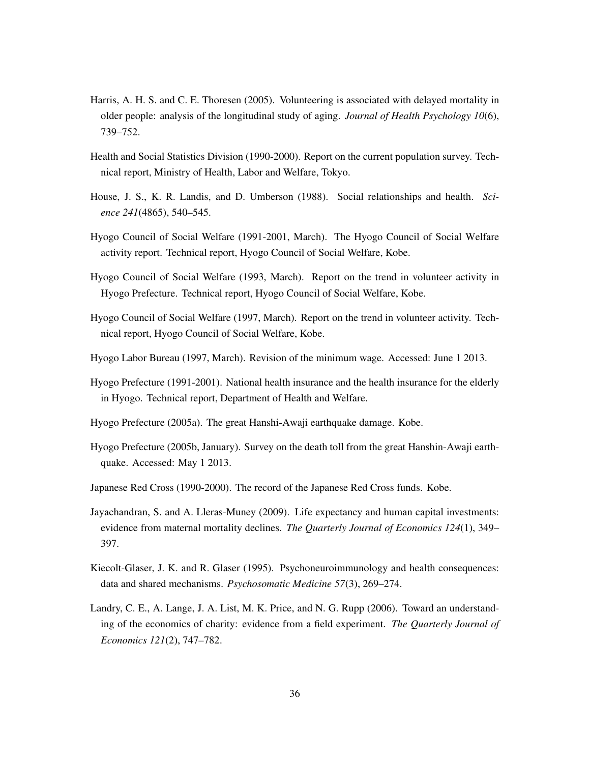Harris, A. H. S. and C. E. Thoresen (2005). Volunteering is associated with delayed mortality in older people: analysis of the longitudinal study of aging. *Journal of Health Psychology 10*(6), 739–752.

Health and Social Statistics Division (1990-2000). Report on the current population survey. Technical report, Ministry of Health, Labor and Welfare, Tokyo.

House, J. S., K. R. Landis, and D. Umberson (1988). Social relationships and health. *Science 241*(4865), 540–545.

Hyogo Council of Social Welfare (1991-2001, March). The Hyogo Council of Social Welfare activity report. Technical report, Hyogo Council of Social Welfare, Kobe.

Hyogo Council of Social Welfare (1993, March). Report on the trend in volunteer activity in Hyogo Prefecture. Technical report, Hyogo Council of Social Welfare, Kobe.

Hyogo Council of Social Welfare (1997, March). Report on the trend in volunteer activity. Technical report, Hyogo Council of Social Welfare, Kobe.

Hyogo Labor Bureau (1997, March). Revision of the minimum wage. Accessed: June 1 2013.

Hyogo Prefecture (1991-2001). National health insurance and the health insurance for the elderly in Hyogo. Technical report, Department of Health and Welfare.

Hyogo Prefecture (2005a). The great Hanshi-Awaji earthquake damage. Kobe.

Hyogo Prefecture (2005b, January). Survey on the death toll from the great Hanshin-Awaji earthquake. Accessed: May 1 2013.

Japanese Red Cross (1990-2000). The record of the Japanese Red Cross funds. Kobe.

Jayachandran, S. and A. Lleras-Muney (2009). Life expectancy and human capital investments: evidence from maternal mortality declines. *The Quarterly Journal of Economics 124*(1), 349–397.

Kiecolt-Glaser, J. K. and R. Glaser (1995). Psychoneuroimmunology and health consequences: data and shared mechanisms. *Psychosomatic Medicine 57*(3), 269–274.

Landry, C. E., A. Lange, J. A. List, M. K. Price, and N. G. Rupp (2006). Toward an understanding of the economics of charity: evidence from a field experiment. *The Quarterly Journal of Economics 121*(2), 747–782.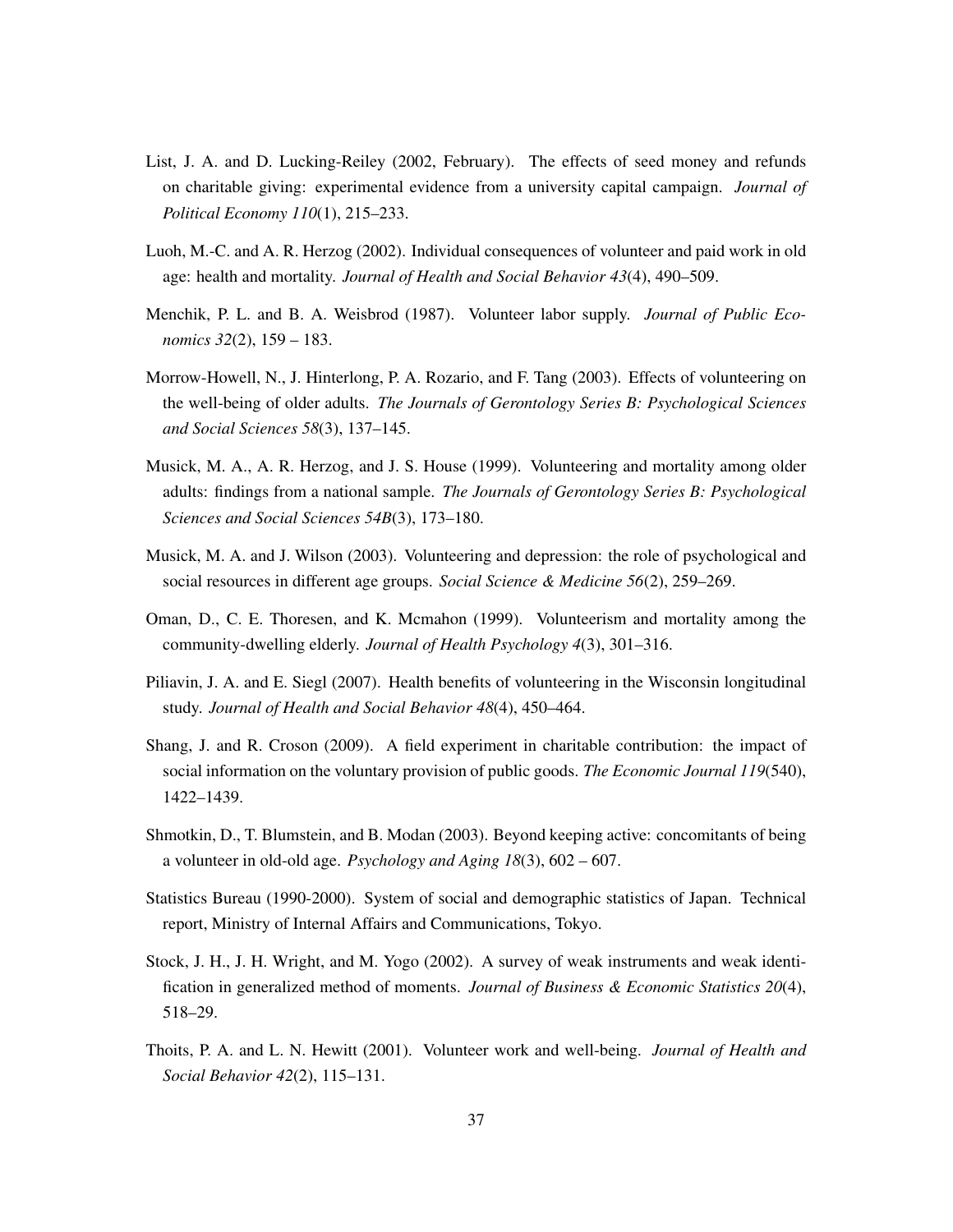List, J. A. and D. Lucking-Reiley (2002, February). The effects of seed money and refunds on charitable giving: experimental evidence from a university capital campaign. *Journal of Political Economy 110*(1), 215–233.

Luoh, M.-C. and A. R. Herzog (2002). Individual consequences of volunteer and paid work in old age: health and mortality. *Journal of Health and Social Behavior 43*(4), 490–509.

Menchik, P. L. and B. A. Weisbrod (1987). Volunteer labor supply. *Journal of Public Economics 32*(2), 159 – 183.

Morrow-Howell, N., J. Hinterlong, P. A. Rozario, and F. Tang (2003). Effects of volunteering on the well-being of older adults. *The Journals of Gerontology Series B: Psychological Sciences and Social Sciences 58*(3), 137–145.

Musick, M. A., A. R. Herzog, and J. S. House (1999). Volunteering and mortality among older adults: findings from a national sample. *The Journals of Gerontology Series B: Psychological Sciences and Social Sciences 54B*(3), 173–180.

Musick, M. A. and J. Wilson (2003). Volunteering and depression: the role of psychological and social resources in different age groups. *Social Science & Medicine 56*(2), 259–269.

Oman, D., C. E. Thoresen, and K. Mcmahon (1999). Volunteerism and mortality among the community-dwelling elderly. *Journal of Health Psychology 4*(3), 301–316.

Piliavin, J. A. and E. Siegl (2007). Health benefits of volunteering in the Wisconsin longitudinal study. *Journal of Health and Social Behavior 48*(4), 450–464.

Shang, J. and R. Croson (2009). A field experiment in charitable contribution: the impact of social information on the voluntary provision of public goods. *The Economic Journal 119*(540), 1422–1439.

Shmotkin, D., T. Blumstein, and B. Modan (2003). Beyond keeping active: concomitants of being a volunteer in old-old age. *Psychology and Aging 18*(3), 602 – 607.

Statistics Bureau (1990-2000). System of social and demographic statistics of Japan. Technical report, Ministry of Internal Affairs and Communications, Tokyo.

Stock, J. H., J. H. Wright, and M. Yogo (2002). A survey of weak instruments and weak identification in generalized method of moments. *Journal of Business & Economic Statistics 20*(4), 518–29.

Thoits, P. A. and L. N. Hewitt (2001). Volunteer work and well-being. *Journal of Health and Social Behavior 42*(2), 115–131.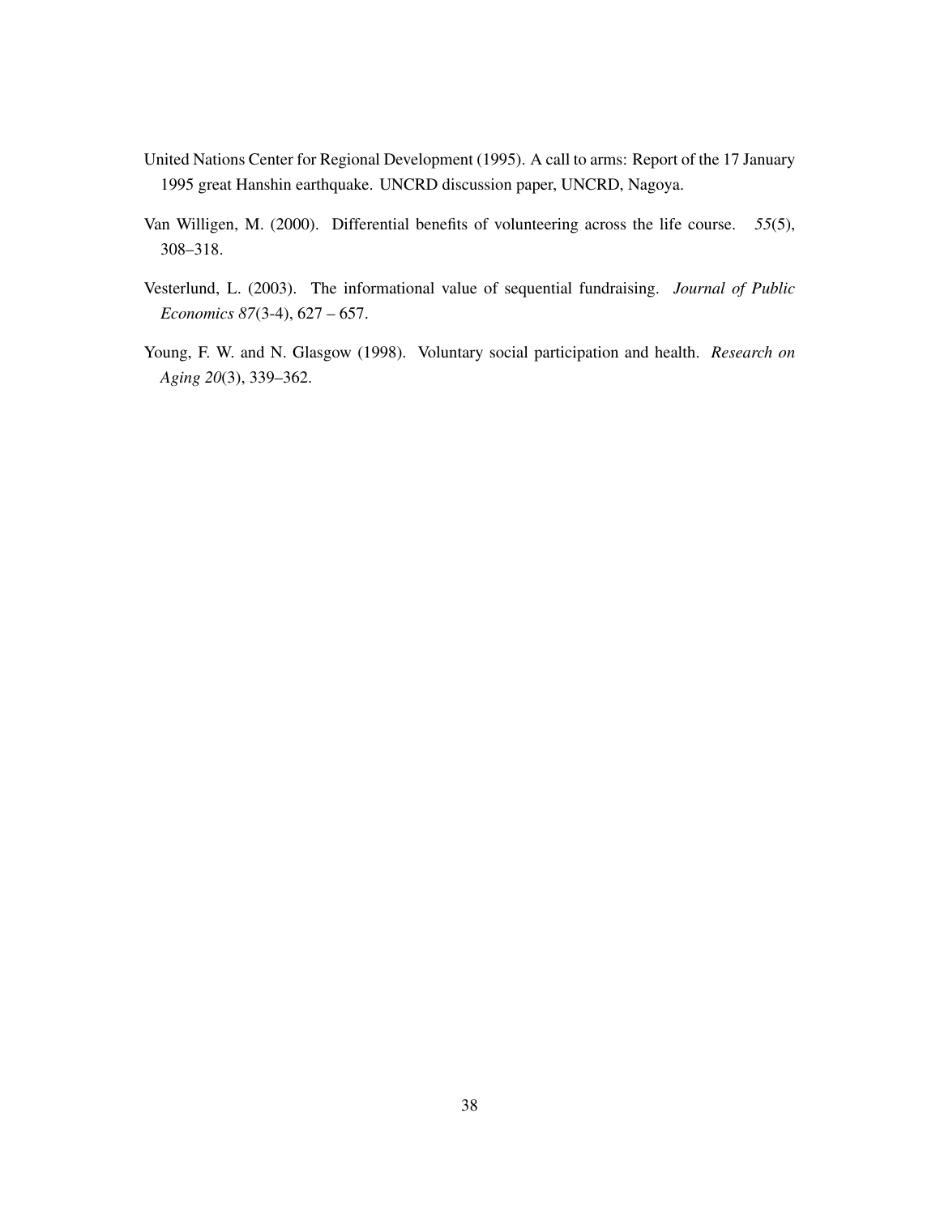United Nations Center for Regional Development (1995). A call to arms: Report of the 17 January 1995 great Hanshin earthquake. UNCRD discussion paper, UNCRD, Nagoya.

Van Willigen, M. (2000). Differential benefits of volunteering across the life course. *55*(5), 308–318.

Vesterlund, L. (2003). The informational value of sequential fundraising. *Journal of Public Economics 87*(3-4), 627 – 657.

Young, F. W. and N. Glasgow (1998). Voluntary social participation and health. *Research on Aging 20*(3), 339–362.